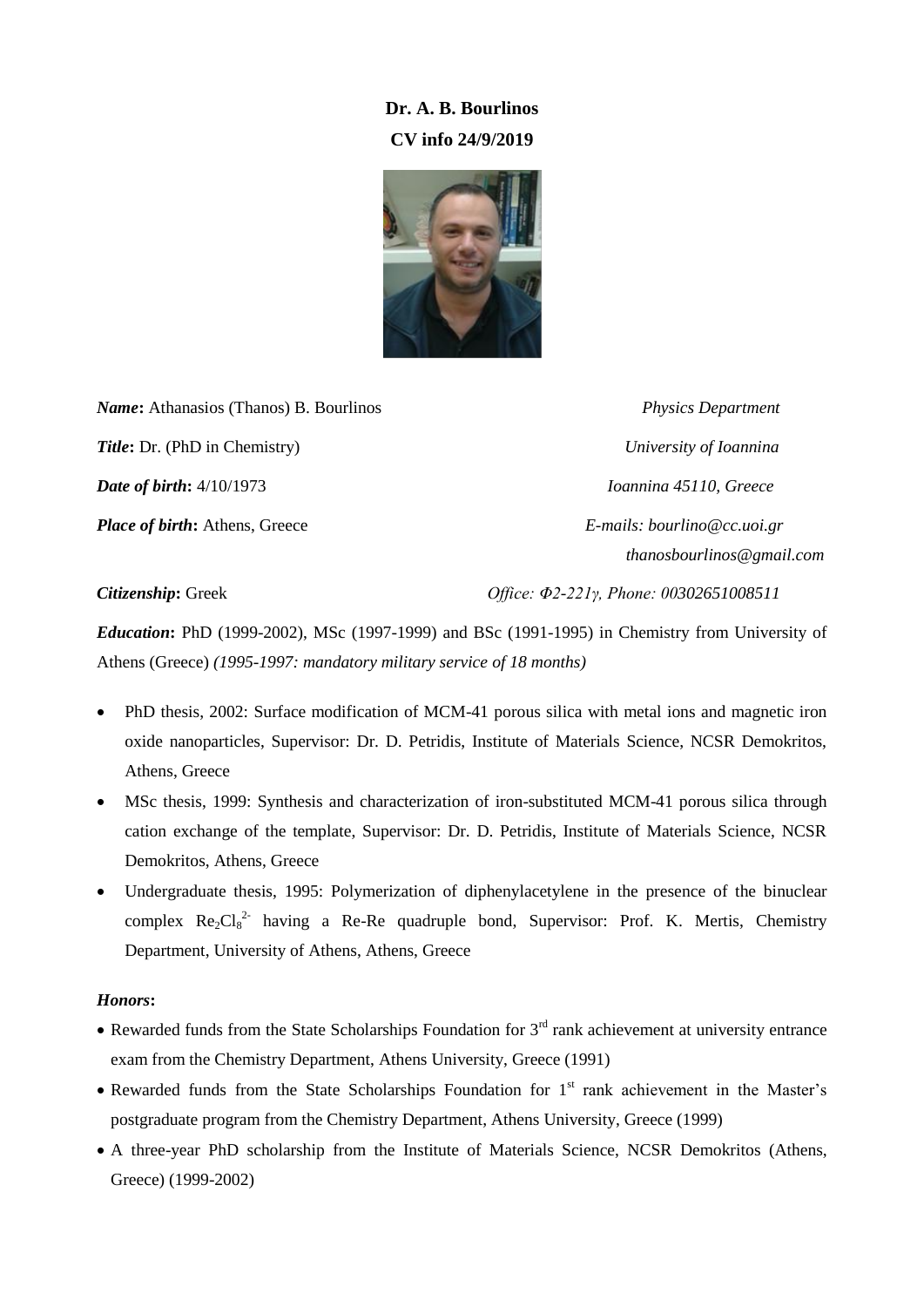**Dr. A. B. Bourlinos**

**CV info 24/9/2019**

***Name*:** Athanasios (Thanos) B. Bourlinos

***Title*:** Dr. (PhD in Chemistry)

***Date of birth*:** 4/10/1973

***Place of birth*:** Athens, Greece

***Citizenship*:** Greek

*Physics Department*

*University of Ioannina*

*Ioannina 45110, Greece*

*E-mails: bourlino@cc.uoi.gr*

*thanosbourlinos@gmail.com*

*Office: Φ2-221γ, Phone: 00302651008511*

***Education*:** PhD (1999-2002), MSc (1997-1999) and BSc (1991-1995) in Chemistry from University of Athens (Greece) *(1995-1997: mandatory military service of 18 months)*

- PhD thesis, 2002: Surface modification of MCM-41 porous silica with metal ions and magnetic iron oxide nanoparticles, Supervisor: Dr. D. Petridis, Institute of Materials Science, NCSR Demokritos, Athens, Greece
- MSc thesis, 1999: Synthesis and characterization of iron-substituted MCM-41 porous silica through cation exchange of the template, Supervisor: Dr. D. Petridis, Institute of Materials Science, NCSR Demokritos, Athens, Greece
- Undergraduate thesis, 1995: Polymerization of diphenylacetylene in the presence of the binuclear complex $Re_2Cl_8^{2-}$ having a Re-Re quadruple bond, Supervisor: Prof. K. Mertis, Chemistry Department, University of Athens, Athens, Greece

***Honors*:**

- Rewarded funds from the State Scholarships Foundation for 3rd rank achievement at university entrance exam from the Chemistry Department, Athens University, Greece (1991)
- Rewarded funds from the State Scholarships Foundation for 1st rank achievement in the Master's postgraduate program from the Chemistry Department, Athens University, Greece (1999)
- A three-year PhD scholarship from the Institute of Materials Science, NCSR Demokritos (Athens, Greece) (1999-2002)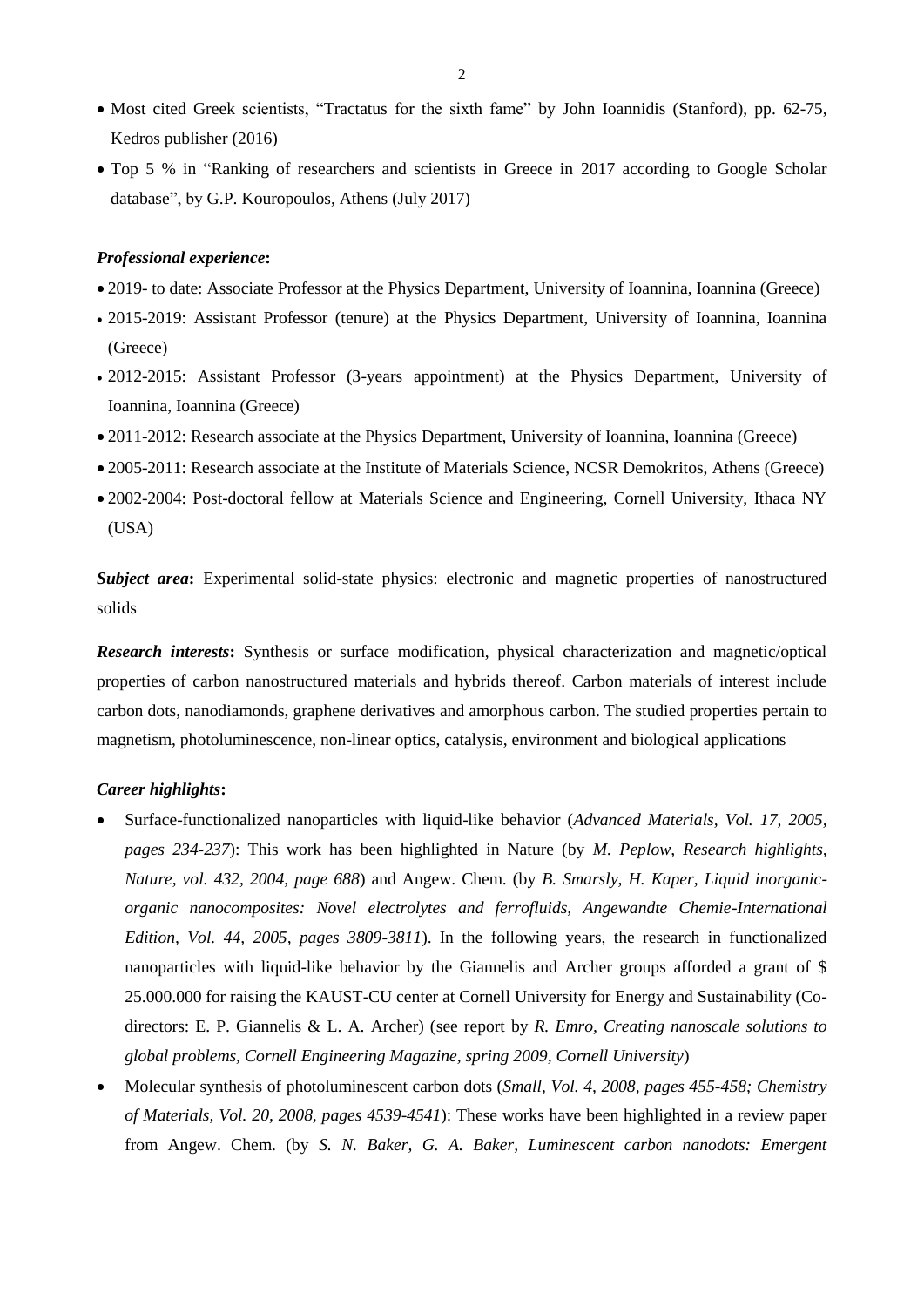- Most cited Greek scientists, "Tractatus for the sixth fame" by John Ioannidis (Stanford), pp. 62-75, Kedros publisher (2016)
- Top 5 % in "Ranking of researchers and scientists in Greece in 2017 according to Google Scholar database", by G.P. Kouropoulos, Athens (July 2017)

***Professional experience*:**

- 2019- to date: Associate Professor at the Physics Department, University of Ioannina, Ioannina (Greece)
- 2015-2019: Assistant Professor (tenure) at the Physics Department, University of Ioannina, Ioannina (Greece)
- 2012-2015: Assistant Professor (3-years appointment) at the Physics Department, University of Ioannina, Ioannina (Greece)
- 2011-2012: Research associate at the Physics Department, University of Ioannina, Ioannina (Greece)
- 2005-2011: Research associate at the Institute of Materials Science, NCSR Demokritos, Athens (Greece)
- 2002-2004: Post-doctoral fellow at Materials Science and Engineering, Cornell University, Ithaca NY (USA)

***Subject area*:** Experimental solid-state physics: electronic and magnetic properties of nanostructured solids

***Research interests*:** Synthesis or surface modification, physical characterization and magnetic/optical properties of carbon nanostructured materials and hybrids thereof. Carbon materials of interest include carbon dots, nanodiamonds, graphene derivatives and amorphous carbon. The studied properties pertain to magnetism, photoluminescence, non-linear optics, catalysis, environment and biological applications

***Career highlights*:**

- Surface-functionalized nanoparticles with liquid-like behavior (*Advanced Materials, Vol. 17, 2005, pages 234-237*): This work has been highlighted in Nature (by *M. Peplow, Research highlights, Nature, vol. 432, 2004, page 688*) and Angew. Chem. (by *B. Smarsly, H. Kaper, Liquid inorganic-organic nanocomposites: Novel electrolytes and ferrofluids, Angewandte Chemie-International Edition, Vol. 44, 2005, pages 3809-3811*). In the following years, the research in functionalized nanoparticles with liquid-like behavior by the Giannelis and Archer groups afforded a grant of $ 25.000.000 for raising the KAUST-CU center at Cornell University for Energy and Sustainability (Co-directors: E. P. Giannelis & L. A. Archer) (see report by *R. Emro, Creating nanoscale solutions to global problems, Cornell Engineering Magazine, spring 2009, Cornell University*)
- Molecular synthesis of photoluminescent carbon dots (*Small, Vol. 4, 2008, pages 455-458; Chemistry of Materials, Vol. 20, 2008, pages 4539-4541*): These works have been highlighted in a review paper from Angew. Chem. (by *S. N. Baker, G. A. Baker, Luminescent carbon nanodots: Emergent*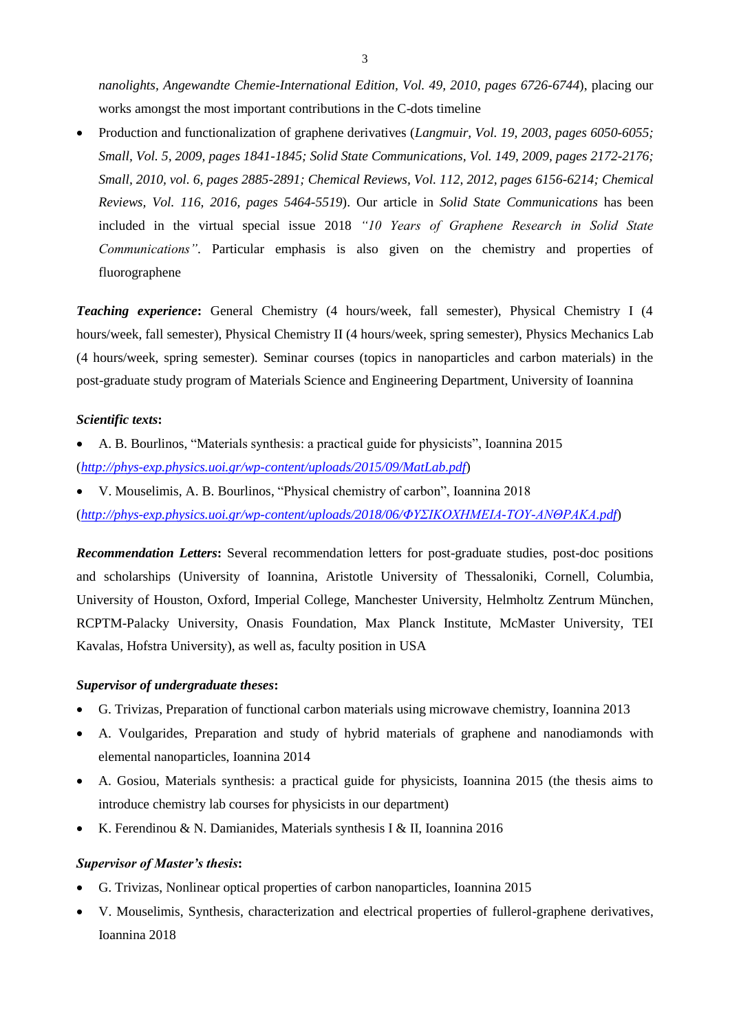*nanolights, Angewandte Chemie-International Edition, Vol. 49, 2010, pages 6726-6744*), placing our works amongst the most important contributions in the C-dots timeline

- Production and functionalization of graphene derivatives (*Langmuir, Vol. 19, 2003, pages 6050-6055; Small, Vol. 5, 2009, pages 1841-1845; Solid State Communications, Vol. 149, 2009, pages 2172-2176; Small, 2010, vol. 6, pages 2885-2891; Chemical Reviews, Vol. 112, 2012, pages 6156-6214; Chemical Reviews, Vol. 116, 2016, pages 5464-5519*). Our article in *Solid State Communications* has been included in the virtual special issue 2018 *"10 Years of Graphene Research in Solid State Communications"*. Particular emphasis is also given on the chemistry and properties of fluorographene

***Teaching experience*:** General Chemistry (4 hours/week, fall semester), Physical Chemistry I (4 hours/week, fall semester), Physical Chemistry II (4 hours/week, spring semester), Physics Mechanics Lab (4 hours/week, spring semester). Seminar courses (topics in nanoparticles and carbon materials) in the post-graduate study program of Materials Science and Engineering Department, University of Ioannina

***Scientific texts*:**

- A. B. Bourlinos, "Materials synthesis: a practical guide for physicists", Ioannina 2015 (*http://phys-exp.physics.uoi.gr/wp-content/uploads/2015/09/MatLab.pdf*)
- V. Mouselimis, A. B. Bourlinos, "Physical chemistry of carbon", Ioannina 2018 (*http://phys-exp.physics.uoi.gr/wp-content/uploads/2018/06/ΦΥΣΙΚΟΧΗΜΕΙΑ-ΤΟΥ-ΑΝΘΡΑΚΑ.pdf*)

***Recommendation Letters*:** Several recommendation letters for post-graduate studies, post-doc positions and scholarships (University of Ioannina, Aristotle University of Thessaloniki, Cornell, Columbia, University of Houston, Oxford, Imperial College, Manchester University, Helmholtz Zentrum München, RCPTM-Palacky University, Onasis Foundation, Max Planck Institute, McMaster University, TEI Kavalas, Hofstra University), as well as, faculty position in USA

***Supervisor of undergraduate theses*:**

- G. Trivizas, Preparation of functional carbon materials using microwave chemistry, Ioannina 2013
- A. Voulgarides, Preparation and study of hybrid materials of graphene and nanodiamonds with elemental nanoparticles, Ioannina 2014
- A. Gosiou, Materials synthesis: a practical guide for physicists, Ioannina 2015 (the thesis aims to introduce chemistry lab courses for physicists in our department)
- K. Ferendinou & N. Damianides, Materials synthesis I & II, Ioannina 2016

***Supervisor of Master's thesis*:**

- G. Trivizas, Nonlinear optical properties of carbon nanoparticles, Ioannina 2015
- V. Mouselimis, Synthesis, characterization and electrical properties of fullerol-graphene derivatives, Ioannina 2018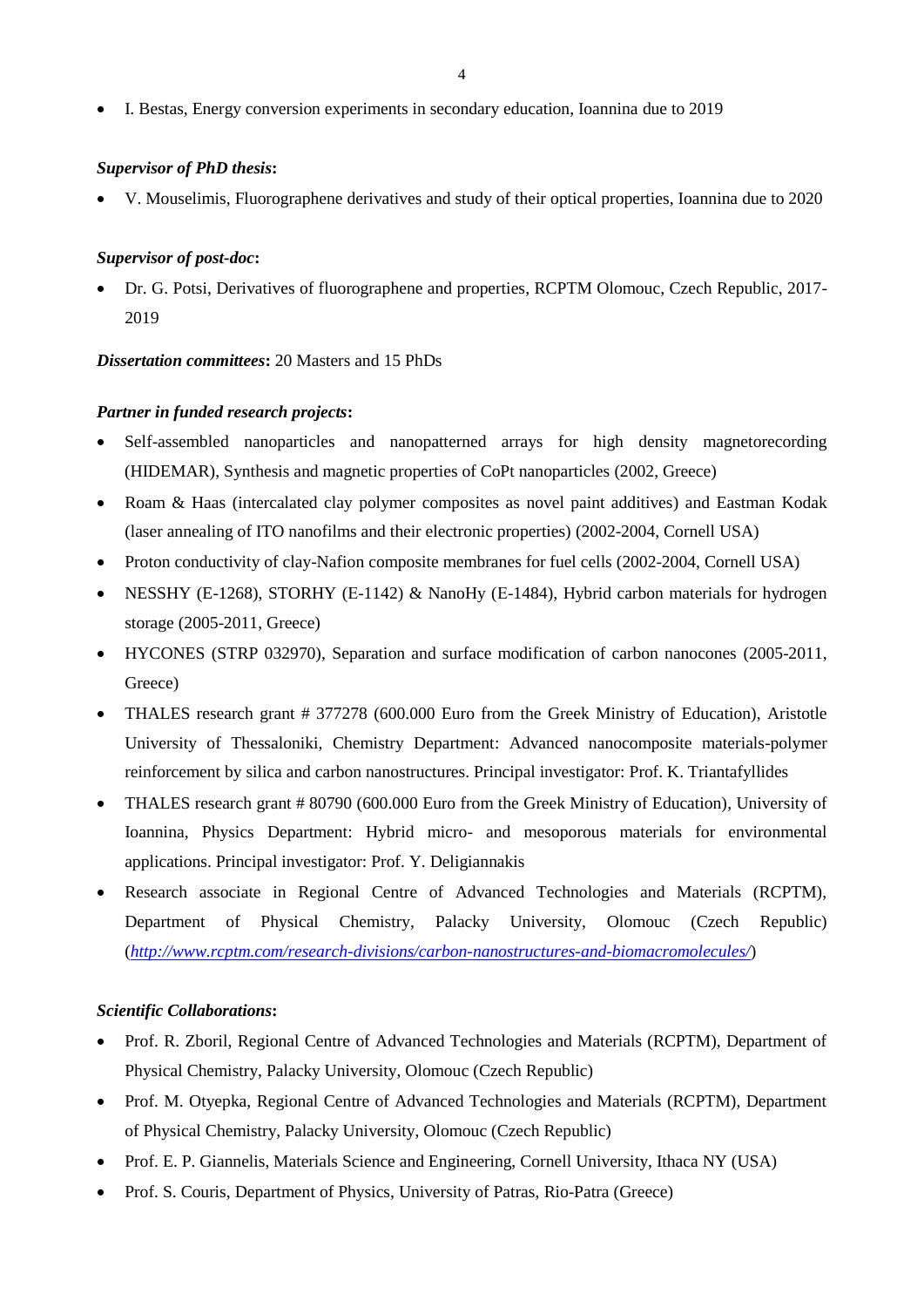- I. Bestas, Energy conversion experiments in secondary education, Ioannina due to 2019

***Supervisor of PhD thesis*:**

- V. Mouselimis, Fluorographene derivatives and study of their optical properties, Ioannina due to 2020

***Supervisor of post-doc*:**

- Dr. G. Potsi, Derivatives of fluorographene and properties, RCPTM Olomouc, Czech Republic, 2017-2019

***Dissertation committees*:** 20 Masters and 15 PhDs

***Partner in funded research projects*:**

- Self-assembled nanoparticles and nanopatterned arrays for high density magnetorecording (HIDEMAR), Synthesis and magnetic properties of CoPt nanoparticles (2002, Greece)
- Roam & Haas (intercalated clay polymer composites as novel paint additives) and Eastman Kodak (laser annealing of ITO nanofilms and their electronic properties) (2002-2004, Cornell USA)
- Proton conductivity of clay-Nafion composite membranes for fuel cells (2002-2004, Cornell USA)
- NESSHY (E-1268), STORHY (E-1142) & NanoHy (E-1484), Hybrid carbon materials for hydrogen storage (2005-2011, Greece)
- HYCONES (STRP 032970), Separation and surface modification of carbon nanocones (2005-2011, Greece)
- THALES research grant # 377278 (600.000 Euro from the Greek Ministry of Education), Aristotle University of Thessaloniki, Chemistry Department: Advanced nanocomposite materials-polymer reinforcement by silica and carbon nanostructures. Principal investigator: Prof. K. Triantafyllides
- THALES research grant # 80790 (600.000 Euro from the Greek Ministry of Education), University of Ioannina, Physics Department: Hybrid micro- and mesoporous materials for environmental applications. Principal investigator: Prof. Y. Deligiannakis
- Research associate in Regional Centre of Advanced Technologies and Materials (RCPTM), Department of Physical Chemistry, Palacky University, Olomouc (Czech Republic) (*http://www.rcptm.com/research-divisions/carbon-nanostructures-and-biomacromolecules/*)

***Scientific Collaborations*:**

- Prof. R. Zboril, Regional Centre of Advanced Technologies and Materials (RCPTM), Department of Physical Chemistry, Palacky University, Olomouc (Czech Republic)
- Prof. M. Otyepka, Regional Centre of Advanced Technologies and Materials (RCPTM), Department of Physical Chemistry, Palacky University, Olomouc (Czech Republic)
- Prof. E. P. Giannelis, Materials Science and Engineering, Cornell University, Ithaca NY (USA)
- Prof. S. Couris, Department of Physics, University of Patras, Rio-Patra (Greece)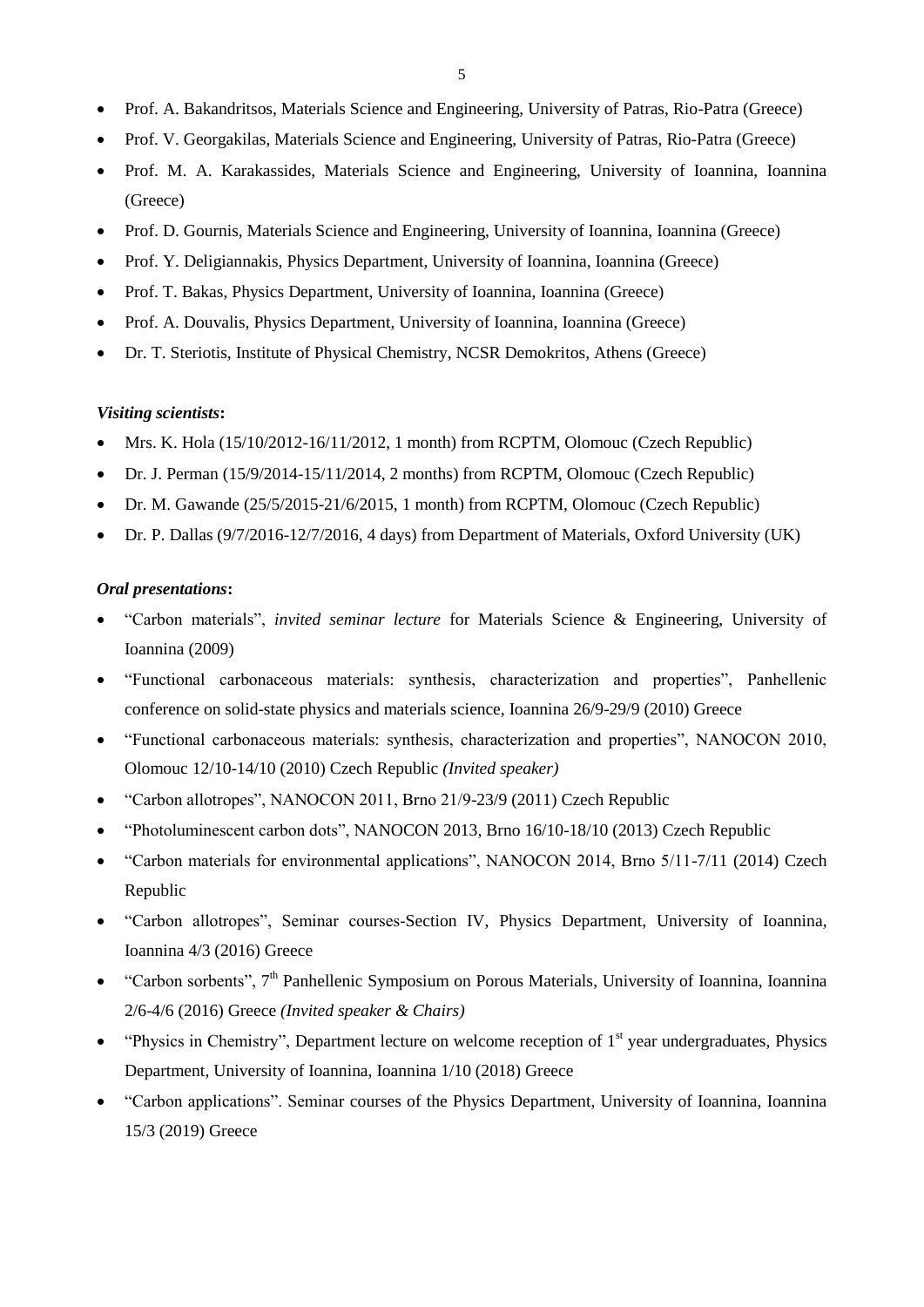- Prof. A. Bakandritsos, Materials Science and Engineering, University of Patras, Rio-Patra (Greece)
- Prof. V. Georgakilas, Materials Science and Engineering, University of Patras, Rio-Patra (Greece)
- Prof. M. A. Karakassides, Materials Science and Engineering, University of Ioannina, Ioannina (Greece)
- Prof. D. Gournis, Materials Science and Engineering, University of Ioannina, Ioannina (Greece)
- Prof. Y. Deligiannakis, Physics Department, University of Ioannina, Ioannina (Greece)
- Prof. T. Bakas, Physics Department, University of Ioannina, Ioannina (Greece)
- Prof. A. Douvalis, Physics Department, University of Ioannina, Ioannina (Greece)
- Dr. T. Steriotis, Institute of Physical Chemistry, NCSR Demokritos, Athens (Greece)

***Visiting scientists*:**

- Mrs. K. Hola (15/10/2012-16/11/2012, 1 month) from RCPTM, Olomouc (Czech Republic)
- Dr. J. Perman (15/9/2014-15/11/2014, 2 months) from RCPTM, Olomouc (Czech Republic)
- Dr. M. Gawande (25/5/2015-21/6/2015, 1 month) from RCPTM, Olomouc (Czech Republic)
- Dr. P. Dallas (9/7/2016-12/7/2016, 4 days) from Department of Materials, Oxford University (UK)

***Oral presentations*:**

- "Carbon materials", *invited seminar lecture* for Materials Science & Engineering, University of Ioannina (2009)
- "Functional carbonaceous materials: synthesis, characterization and properties", Panhellenic conference on solid-state physics and materials science, Ioannina 26/9-29/9 (2010) Greece
- "Functional carbonaceous materials: synthesis, characterization and properties", NANOCON 2010, Olomouc 12/10-14/10 (2010) Czech Republic *(Invited speaker)*
- "Carbon allotropes", NANOCON 2011, Brno 21/9-23/9 (2011) Czech Republic
- "Photoluminescent carbon dots", NANOCON 2013, Brno 16/10-18/10 (2013) Czech Republic
- "Carbon materials for environmental applications", NANOCON 2014, Brno 5/11-7/11 (2014) Czech Republic
- "Carbon allotropes", Seminar courses-Section IV, Physics Department, University of Ioannina, Ioannina 4/3 (2016) Greece
- "Carbon sorbents", 7th Panhellenic Symposium on Porous Materials, University of Ioannina, Ioannina 2/6-4/6 (2016) Greece *(Invited speaker & Chairs)*
- "Physics in Chemistry", Department lecture on welcome reception of 1st year undergraduates, Physics Department, University of Ioannina, Ioannina 1/10 (2018) Greece
- "Carbon applications". Seminar courses of the Physics Department, University of Ioannina, Ioannina 15/3 (2019) Greece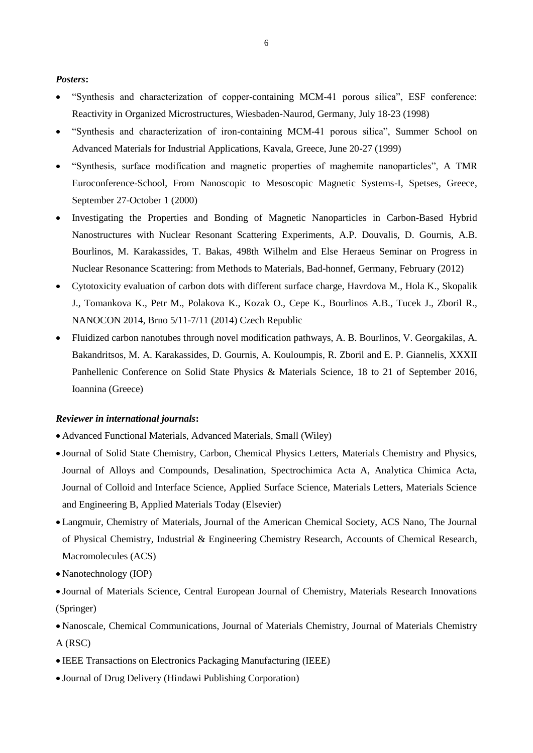***Posters*:**

- "Synthesis and characterization of copper-containing MCM-41 porous silica", ESF conference: Reactivity in Organized Microstructures, Wiesbaden-Naurod, Germany, July 18-23 (1998)
- "Synthesis and characterization of iron-containing MCM-41 porous silica", Summer School on Advanced Materials for Industrial Applications, Kavala, Greece, June 20-27 (1999)
- "Synthesis, surface modification and magnetic properties of maghemite nanoparticles", A TMR Euroconference-School, From Nanoscopic to Mesoscopic Magnetic Systems-I, Spetses, Greece, September 27-October 1 (2000)
- Investigating the Properties and Bonding of Magnetic Nanoparticles in Carbon-Based Hybrid Nanostructures with Nuclear Resonant Scattering Experiments, A.P. Douvalis, D. Gournis, A.B. Bourlinos, M. Karakassides, T. Bakas, 498th Wilhelm and Else Heraeus Seminar on Progress in Nuclear Resonance Scattering: from Methods to Materials, Bad-honnef, Germany, February (2012)
- Cytotoxicity evaluation of carbon dots with different surface charge, Havrdova M., Hola K., Skopalik J., Tomankova K., Petr M., Polakova K., Kozak O., Cepe K., Bourlinos A.B., Tucek J., Zboril R., NANOCON 2014, Brno 5/11-7/11 (2014) Czech Republic
- Fluidized carbon nanotubes through novel modification pathways, A. B. Bourlinos, V. Georgakilas, A. Bakandritsos, M. A. Karakassides, D. Gournis, A. Kouloumpis, R. Zboril and E. P. Giannelis, XXXII Panhellenic Conference on Solid State Physics & Materials Science, 18 to 21 of September 2016, Ioannina (Greece)

***Reviewer in international journals*:**

- Advanced Functional Materials, Advanced Materials, Small (Wiley)
- Journal of Solid State Chemistry, Carbon, Chemical Physics Letters, Materials Chemistry and Physics, Journal of Alloys and Compounds, Desalination, Spectrochimica Acta A, Analytica Chimica Acta, Journal of Colloid and Interface Science, Applied Surface Science, Materials Letters, Materials Science and Engineering B, Applied Materials Today (Elsevier)
- Langmuir, Chemistry of Materials, Journal of the American Chemical Society, ACS Nano, The Journal of Physical Chemistry, Industrial & Engineering Chemistry Research, Accounts of Chemical Research, Macromolecules (ACS)
- Nanotechnology (IOP)
- Journal of Materials Science, Central European Journal of Chemistry, Materials Research Innovations (Springer)
- Nanoscale, Chemical Communications, Journal of Materials Chemistry, Journal of Materials Chemistry A (RSC)
- IEEE Transactions on Electronics Packaging Manufacturing (IEEE)
- Journal of Drug Delivery (Hindawi Publishing Corporation)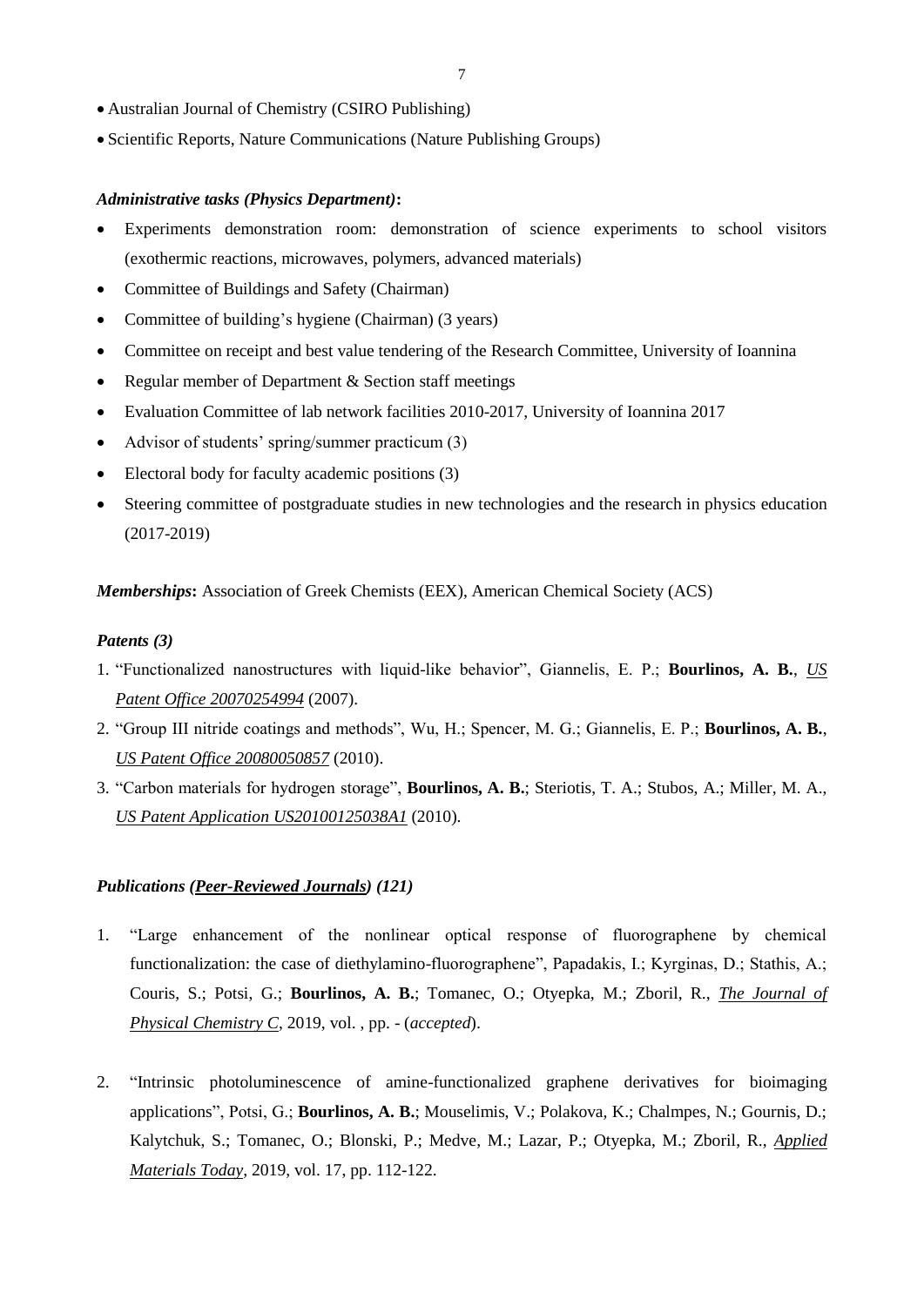- Australian Journal of Chemistry (CSIRO Publishing)
- Scientific Reports, Nature Communications (Nature Publishing Groups)

***Administrative tasks (Physics Department)*:**

- Experiments demonstration room: demonstration of science experiments to school visitors (exothermic reactions, microwaves, polymers, advanced materials)
- Committee of Buildings and Safety (Chairman)
- Committee of building's hygiene (Chairman) (3 years)
- Committee on receipt and best value tendering of the Research Committee, University of Ioannina
- Regular member of Department & Section staff meetings
- Evaluation Committee of lab network facilities 2010-2017, University of Ioannina 2017
- Advisor of students' spring/summer practicum (3)
- Electoral body for faculty academic positions (3)
- Steering committee of postgraduate studies in new technologies and the research in physics education (2017-2019)

***Memberships*:** Association of Greek Chemists (EEX), American Chemical Society (ACS)

***Patents (3)***

1. "Functionalized nanostructures with liquid-like behavior", Giannelis, E. P.; **Bourlinos, A. B.**, *US Patent Office 20070254994* (2007).
2. "Group III nitride coatings and methods", Wu, H.; Spencer, M. G.; Giannelis, E. P.; **Bourlinos, A. B.**, *US Patent Office 20080050857* (2010).
3. "Carbon materials for hydrogen storage", **Bourlinos, A. B.**; Steriotis, T. A.; Stubos, A.; Miller, M. A., *US Patent Application US20100125038A1* (2010).

***Publications (Peer-Reviewed Journals) (121)***

1. "Large enhancement of the nonlinear optical response of fluorographene by chemical functionalization: the case of diethylamino-fluorographene", Papadakis, I.; Kyrginas, D.; Stathis, A.; Couris, S.; Potsi, G.; **Bourlinos, A. B.**; Tomanec, O.; Otyepka, M.; Zboril, R., *The Journal of Physical Chemistry C*, 2019, vol. , pp. - (*accepted*).

2. "Intrinsic photoluminescence of amine-functionalized graphene derivatives for bioimaging applications", Potsi, G.; **Bourlinos, A. B.**; Mouselimis, V.; Polakova, K.; Chalmpes, N.; Gournis, D.; Kalytchuk, S.; Tomanec, O.; Blonski, P.; Medve, M.; Lazar, P.; Otyepka, M.; Zboril, R., *Applied Materials Today*, 2019, vol. 17, pp. 112-122.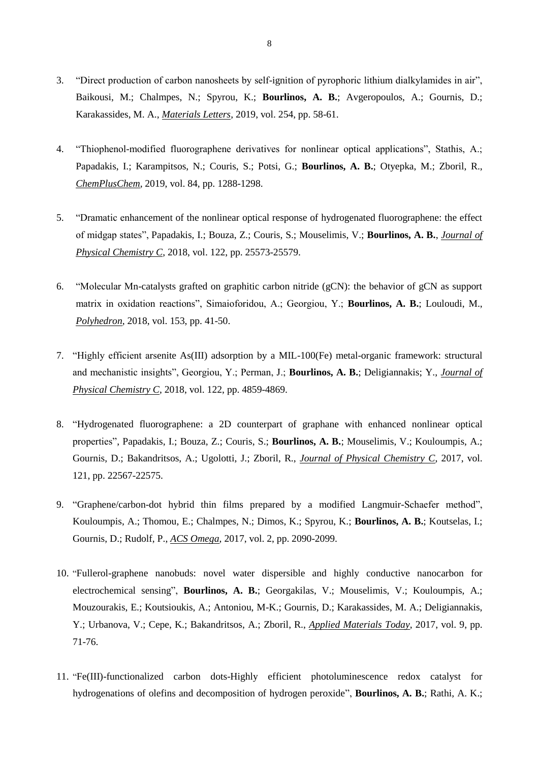3. "Direct production of carbon nanosheets by self-ignition of pyrophoric lithium dialkylamides in air", Baikousi, M.; Chalmpes, N.; Spyrou, K.; **Bourlinos, A. B.**; Avgeropoulos, A.; Gournis, D.; Karakassides, M. A., ***Materials Letters***, 2019, vol. 254, pp. 58-61.

4. "Thiophenol-modified fluorographene derivatives for nonlinear optical applications", Stathis, A.; Papadakis, I.; Karampitsos, N.; Couris, S.; Potsi, G.; **Bourlinos, A. B.**; Otyepka, M.; Zboril, R., ***ChemPlusChem***, 2019, vol. 84, pp. 1288-1298.

5. "Dramatic enhancement of the nonlinear optical response of hydrogenated fluorographene: the effect of midgap states", Papadakis, I.; Bouza, Z.; Couris, S.; Mouselimis, V.; **Bourlinos, A. B.**, ***Journal of Physical Chemistry C***, 2018, vol. 122, pp. 25573-25579.

6. "Molecular Mn-catalysts grafted on graphitic carbon nitride (gCN): the behavior of gCN as support matrix in oxidation reactions", Simaioforidou, A.; Georgiou, Y.; **Bourlinos, A. B.**; Louloudi, M., ***Polyhedron***, 2018, vol. 153, pp. 41-50.

7. "Highly efficient arsenite As(III) adsorption by a MIL-100(Fe) metal-organic framework: structural and mechanistic insights", Georgiou, Y.; Perman, J.; **Bourlinos, A. B.**; Deligiannakis; Y., ***Journal of Physical Chemistry C***, 2018, vol. 122, pp. 4859-4869.

8. "Hydrogenated fluorographene: a 2D counterpart of graphane with enhanced nonlinear optical properties", Papadakis, I.; Bouza, Z.; Couris, S.; **Bourlinos, A. B.**; Mouselimis, V.; Kouloumpis, A.; Gournis, D.; Bakandritsos, A.; Ugolotti, J.; Zboril, R., ***Journal of Physical Chemistry C***, 2017, vol. 121, pp. 22567-22575.

9. "Graphene/carbon-dot hybrid thin films prepared by a modified Langmuir-Schaefer method", Kouloumpis, A.; Thomou, E.; Chalmpes, N.; Dimos, K.; Spyrou, K.; **Bourlinos, A. B.**; Koutselas, I.; Gournis, D.; Rudolf, P., ***ACS Omega***, 2017, vol. 2, pp. 2090-2099.

10. "Fullerol-graphene nanobuds: novel water dispersible and highly conductive nanocarbon for electrochemical sensing", **Bourlinos, A. B.**; Georgakilas, V.; Mouselimis, V.; Kouloumpis, A.; Mouzourakis, E.; Koutsioukis, A.; Antoniou, M-K.; Gournis, D.; Karakassides, M. A.; Deligiannakis, Y.; Urbanova, V.; Cepe, K.; Bakandritsos, A.; Zboril, R., ***Applied Materials Today***, 2017, vol. 9, pp. 71-76.

11. "Fe(III)-functionalized carbon dots-Highly efficient photoluminescence redox catalyst for hydrogenations of olefins and decomposition of hydrogen peroxide", **Bourlinos, A. B.**; Rathi, A. K.;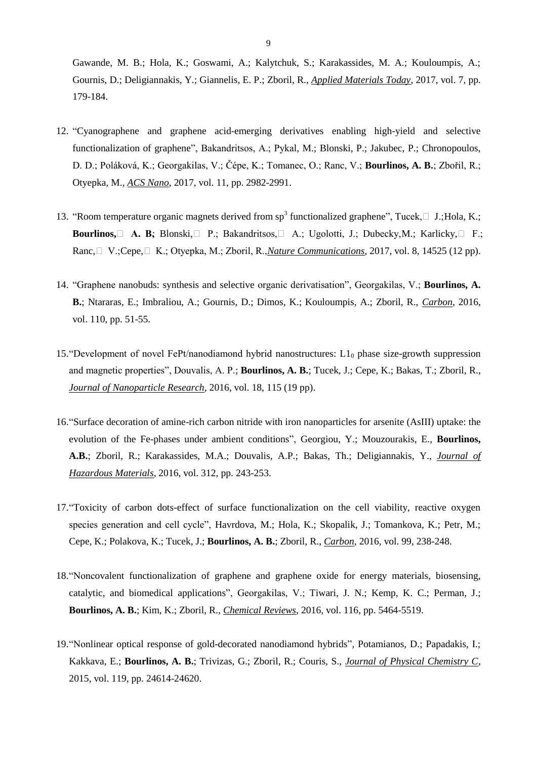Gawande, M. B.; Hola, K.; Goswami, A.; Kalytchuk, S.; Karakassides, M. A.; Kouloumpis, A.; Gournis, D.; Deligiannakis, Y.; Giannelis, E. P.; Zboril, R., *Applied Materials Today*, 2017, vol. 7, pp. 179-184.

12. "Cyanographene and graphene acid-emerging derivatives enabling high-yield and selective functionalization of graphene", Bakandritsos, A.; Pykal, M.; Blonski, P.; Jakubec, P.; Chronopoulos, D. D.; Poláková, K.; Georgakilas, V.; Čépe, K.; Tomanec, O.; Ranc, V.; **Bourlinos, A. B.**; Zbořil, R.; Otyepka, M., *ACS Nano*, 2017, vol. 11, pp. 2982-2991.

13. "Room temperature organic magnets derived from $sp^3$ functionalized graphene", Tucek, J.; Hola, K.; **Bourlinos, A. B**; Blonski, P.; Bakandritsos, A.; Ugolotti, J.; Dubecky, M.; Karlicky, F.; Ranc, V.; Cepe, K.; Otyepka, M.; Zboril, R., *Nature Communications*, 2017, vol. 8, 14525 (12 pp).

14. "Graphene nanobuds: synthesis and selective organic derivatisation", Georgakilas, V.; **Bourlinos, A. B.**; Ntararas, E.; Imbraliou, A.; Gournis, D.; Dimos, K.; Kouloumpis, A.; Zboril, R., *Carbon*, 2016, vol. 110, pp. 51-55.

15. "Development of novel FePt/nanodiamond hybrid nanostructures: $L1_0$ phase size-growth suppression and magnetic properties", Douvalis, A. P.; **Bourlinos, A. B.**; Tucek, J.; Cepe, K.; Bakas, T.; Zboril, R., *Journal of Nanoparticle Research*, 2016, vol. 18, 115 (19 pp).

16. "Surface decoration of amine-rich carbon nitride with iron nanoparticles for arsenite (AsIII) uptake: the evolution of the Fe-phases under ambient conditions", Georgiou, Y.; Mouzourakis, E., **Bourlinos, A.B.**; Zboril, R.; Karakassides, M.A.; Douvalis, A.P.; Bakas, Th.; Deligiannakis, Y., *Journal of Hazardous Materials*, 2016, vol. 312, pp. 243-253.

17. "Toxicity of carbon dots-effect of surface functionalization on the cell viability, reactive oxygen species generation and cell cycle", Havrdova, M.; Hola, K.; Skopalik, J.; Tomankova, K.; Petr, M.; Cepe, K.; Polakova, K.; Tucek, J.; **Bourlinos, A. B.**; Zboril, R., *Carbon*, 2016, vol. 99, 238-248.

18. "Noncovalent functionalization of graphene and graphene oxide for energy materials, biosensing, catalytic, and biomedical applications", Georgakilas, V.; Tiwari, J. N.; Kemp, K. C.; Perman, J.; **Bourlinos, A. B.**; Kim, K.; Zboril, R., *Chemical Reviews*, 2016, vol. 116, pp. 5464-5519.

19. "Nonlinear optical response of gold-decorated nanodiamond hybrids", Potamianos, D.; Papadakis, I.; Kakkava, E.; **Bourlinos, A. B.**; Trivizas, G.; Zboril, R.; Couris, S., *Journal of Physical Chemistry C*, 2015, vol. 119, pp. 24614-24620.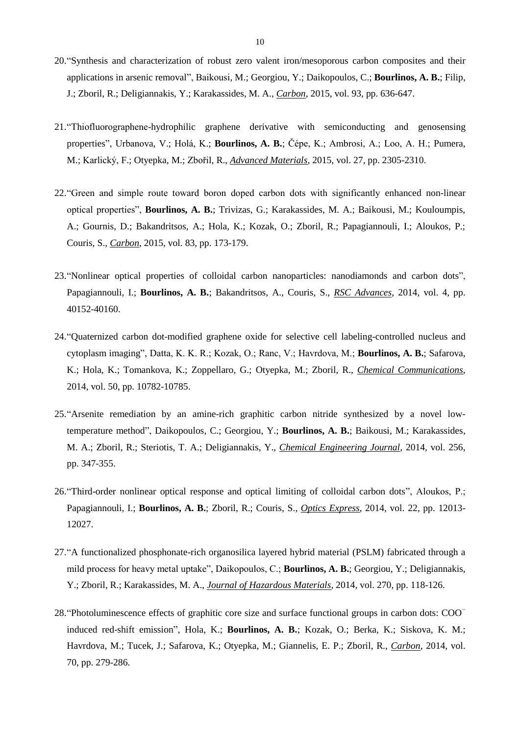20. "Synthesis and characterization of robust zero valent iron/mesoporous carbon composites and their applications in arsenic removal", Baikousi, M.; Georgiou, Y.; Daikopoulos, C.; **Bourlinos, A. B.**; Filip, J.; Zboril, R.; Deligiannakis, Y.; Karakassides, M. A., *Carbon*, 2015, vol. 93, pp. 636-647.

21. "Thiofluorographene-hydrophilic graphene derivative with semiconducting and genosensing properties", Urbanova, V.; Holá, K.; **Bourlinos, A. B.**; Čépe, K.; Ambrosi, A.; Loo, A. H.; Pumera, M.; Karlický, F.; Otyepka, M.; Zbořil, R., *Advanced Materials*, 2015, vol. 27, pp. 2305-2310.

22. "Green and simple route toward boron doped carbon dots with significantly enhanced non-linear optical properties", **Bourlinos, A. B.**; Trivizas, G.; Karakassides, M. A.; Baikousi, M.; Kouloumpis, A.; Gournis, D.; Bakandritsos, A.; Hola, K.; Kozak, O.; Zboril, R.; Papagiannouli, I.; Aloukos, P.; Couris, S., *Carbon*, 2015, vol. 83, pp. 173-179.

23. "Nonlinear optical properties of colloidal carbon nanoparticles: nanodiamonds and carbon dots", Papagiannouli, I.; **Bourlinos, A. B.**; Bakandritsos, A., Couris, S., *RSC Advances*, 2014, vol. 4, pp. 40152-40160.

24. "Quaternized carbon dot-modified graphene oxide for selective cell labeling-controlled nucleus and cytoplasm imaging", Datta, K. K. R.; Kozak, O.; Ranc, V.; Havrdova, M.; **Bourlinos, A. B.**; Safarova, K.; Hola, K.; Tomankova, K.; Zoppellaro, G.; Otyepka, M.; Zboril, R., *Chemical Communications*, 2014, vol. 50, pp. 10782-10785.

25. "Arsenite remediation by an amine-rich graphitic carbon nitride synthesized by a novel low-temperature method", Daikopoulos, C.; Georgiou, Y.; **Bourlinos, A. B.**; Baikousi, M.; Karakassides, M. A.; Zboril, R.; Steriotis, T. A.; Deligiannakis, Y., *Chemical Engineering Journal*, 2014, vol. 256, pp. 347-355.

26. "Third-order nonlinear optical response and optical limiting of colloidal carbon dots", Aloukos, P.; Papagiannouli, I.; **Bourlinos, A. B.**; Zboril, R.; Couris, S., *Optics Express*, 2014, vol. 22, pp. 12013-12027.

27. "A functionalized phosphonate-rich organosilica layered hybrid material (PSLM) fabricated through a mild process for heavy metal uptake", Daikopoulos, C.; **Bourlinos, A. B.**; Georgiou, Y.; Deligiannakis, Y.; Zboril, R.; Karakassides, M. A., *Journal of Hazardous Materials*, 2014, vol. 270, pp. 118-126.

28. "Photoluminescence effects of graphitic core size and surface functional groups in carbon dots: $COO^-$ induced red-shift emission", Hola, K.; **Bourlinos, A. B.**; Kozak, O.; Berka, K.; Siskova, K. M.; Havrdova, M.; Tucek, J.; Safarova, K.; Otyepka, M.; Giannelis, E. P.; Zboril, R., *Carbon*, 2014, vol. 70, pp. 279-286.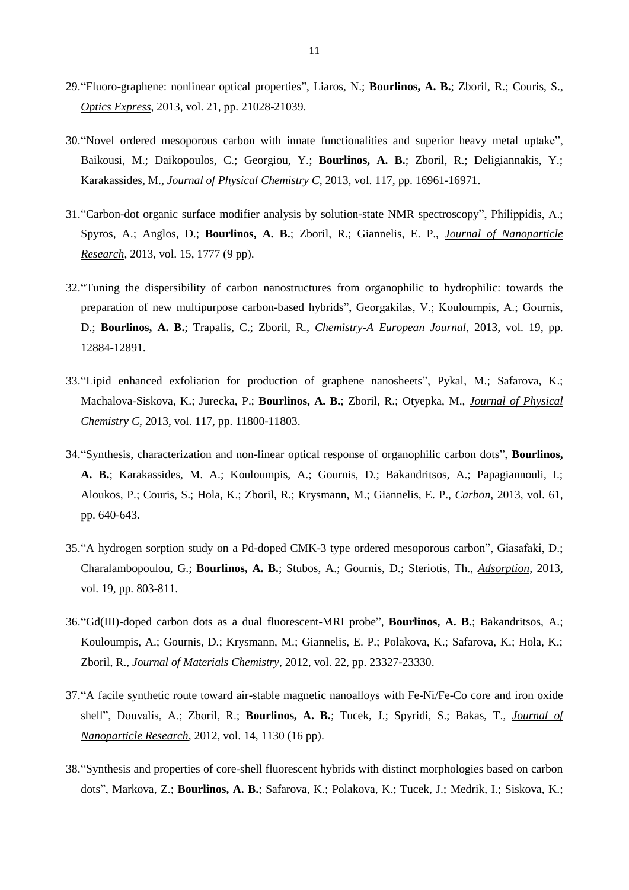29. “Fluoro-graphene: nonlinear optical properties”, Liaros, N.; **Bourlinos, A. B.**; Zboril, R.; Couris, S., *Optics Express*, 2013, vol. 21, pp. 21028-21039.

30. “Novel ordered mesoporous carbon with innate functionalities and superior heavy metal uptake”, Baikousi, M.; Daikopoulos, C.; Georgiou, Y.; **Bourlinos, A. B.**; Zboril, R.; Deligiannakis, Y.; Karakassides, M., *Journal of Physical Chemistry C*, 2013, vol. 117, pp. 16961-16971.

31. “Carbon-dot organic surface modifier analysis by solution-state NMR spectroscopy”, Philippidis, A.; Spyros, A.; Anglos, D.; **Bourlinos, A. B.**; Zboril, R.; Giannelis, E. P., *Journal of Nanoparticle Research*, 2013, vol. 15, 1777 (9 pp).

32. “Tuning the dispersibility of carbon nanostructures from organophilic to hydrophilic: towards the preparation of new multipurpose carbon-based hybrids”, Georgakilas, V.; Kouloumpis, A.; Gournis, D.; **Bourlinos, A. B.**; Trapalis, C.; Zboril, R., *Chemistry-A European Journal*, 2013, vol. 19, pp. 12884-12891.

33. “Lipid enhanced exfoliation for production of graphene nanosheets”, Pykal, M.; Safarova, K.; Machalova-Siskova, K.; Jurecka, P.; **Bourlinos, A. B.**; Zboril, R.; Otyepka, M., *Journal of Physical Chemistry C*, 2013, vol. 117, pp. 11800-11803.

34. “Synthesis, characterization and non-linear optical response of organophilic carbon dots”, **Bourlinos, A. B.**; Karakassides, M. A.; Kouloumpis, A.; Gournis, D.; Bakandritsos, A.; Papagiannouli, I.; Aloukos, P.; Couris, S.; Hola, K.; Zboril, R.; Krysmann, M.; Giannelis, E. P., *Carbon*, 2013, vol. 61, pp. 640-643.

35. “A hydrogen sorption study on a Pd-doped CMK-3 type ordered mesoporous carbon”, Giasafaki, D.; Charalambopoulou, G.; **Bourlinos, A. B.**; Stubos, A.; Gournis, D.; Steriotis, Th., *Adsorption*, 2013, vol. 19, pp. 803-811.

36. “Gd(III)-doped carbon dots as a dual fluorescent-MRI probe”, **Bourlinos, A. B.**; Bakandritsos, A.; Kouloumpis, A.; Gournis, D.; Krysmann, M.; Giannelis, E. P.; Polakova, K.; Safarova, K.; Hola, K.; Zboril, R., *Journal of Materials Chemistry*, 2012, vol. 22, pp. 23327-23330.

37. “A facile synthetic route toward air-stable magnetic nanoalloys with Fe-Ni/Fe-Co core and iron oxide shell”, Douvalis, A.; Zboril, R.; **Bourlinos, A. B.**; Tucek, J.; Spyridi, S.; Bakas, T., *Journal of Nanoparticle Research*, 2012, vol. 14, 1130 (16 pp).

38. “Synthesis and properties of core-shell fluorescent hybrids with distinct morphologies based on carbon dots”, Markova, Z.; **Bourlinos, A. B.**; Safarova, K.; Polakova, K.; Tucek, J.; Medrik, I.; Siskova, K.;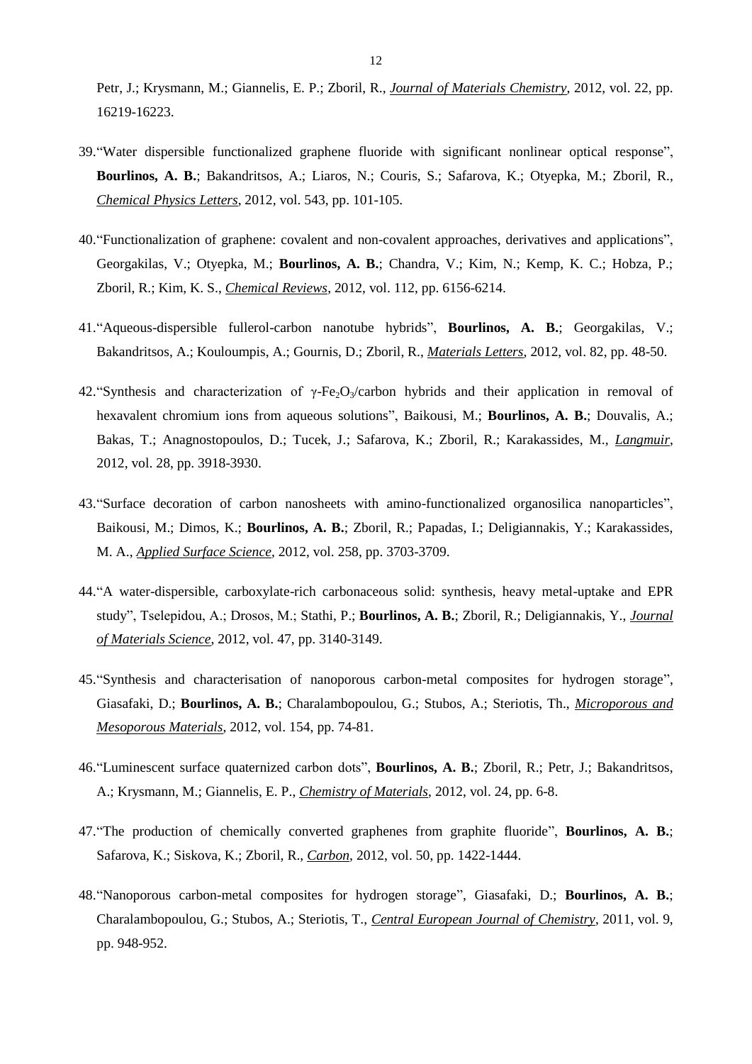Petr, J.; Krysmann, M.; Giannelis, E. P.; Zboril, R., *__Journal of Materials Chemistry__*, 2012, vol. 22, pp. 16219-16223.

39. "Water dispersible functionalized graphene fluoride with significant nonlinear optical response", **Bourlinos, A. B.**; Bakandritsos, A.; Liaros, N.; Couris, S.; Safarova, K.; Otyepka, M.; Zboril, R., *__Chemical Physics Letters__*, 2012, vol. 543, pp. 101-105.

40. "Functionalization of graphene: covalent and non-covalent approaches, derivatives and applications", Georgakilas, V.; Otyepka, M.; **Bourlinos, A. B.**; Chandra, V.; Kim, N.; Kemp, K. C.; Hobza, P.; Zboril, R.; Kim, K. S., *__Chemical Reviews__*, 2012, vol. 112, pp. 6156-6214.

41. "Aqueous-dispersible fullerol-carbon nanotube hybrids", **Bourlinos, A. B.**; Georgakilas, V.; Bakandritsos, A.; Kouloumpis, A.; Gournis, D.; Zboril, R., *__Materials Letters__*, 2012, vol. 82, pp. 48-50.

42. "Synthesis and characterization of γ-$Fe_2O_3$/carbon hybrids and their application in removal of hexavalent chromium ions from aqueous solutions", Baikousi, M.; **Bourlinos, A. B.**; Douvalis, A.; Bakas, T.; Anagnostopoulos, D.; Tucek, J.; Safarova, K.; Zboril, R.; Karakassides, M., *__Langmuir__*, 2012, vol. 28, pp. 3918-3930.

43. "Surface decoration of carbon nanosheets with amino-functionalized organosilica nanoparticles", Baikousi, M.; Dimos, K.; **Bourlinos, A. B.**; Zboril, R.; Papadas, I.; Deligiannakis, Y.; Karakassides, M. A., *__Applied Surface Science__*, 2012, vol. 258, pp. 3703-3709.

44. "A water-dispersible, carboxylate-rich carbonaceous solid: synthesis, heavy metal-uptake and EPR study", Tselepidou, A.; Drosos, M.; Stathi, P.; **Bourlinos, A. B.**; Zboril, R.; Deligiannakis, Y., *__Journal of Materials Science__*, 2012, vol. 47, pp. 3140-3149.

45. "Synthesis and characterisation of nanoporous carbon-metal composites for hydrogen storage", Giasafaki, D.; **Bourlinos, A. B.**; Charalambopoulou, G.; Stubos, A.; Steriotis, Th., *__Microporous and Mesoporous Materials__*, 2012, vol. 154, pp. 74-81.

46. "Luminescent surface quaternized carbon dots", **Bourlinos, A. B.**; Zboril, R.; Petr, J.; Bakandritsos, A.; Krysmann, M.; Giannelis, E. P., *__Chemistry of Materials__*, 2012, vol. 24, pp. 6-8.

47. "The production of chemically converted graphenes from graphite fluoride", **Bourlinos, A. B.**; Safarova, K.; Siskova, K.; Zboril, R., *__Carbon__*, 2012, vol. 50, pp. 1422-1444.

48. "Nanoporous carbon-metal composites for hydrogen storage", Giasafaki, D.; **Bourlinos, A. B.**; Charalambopoulou, G.; Stubos, A.; Steriotis, T., *__Central European Journal of Chemistry__*, 2011, vol. 9, pp. 948-952.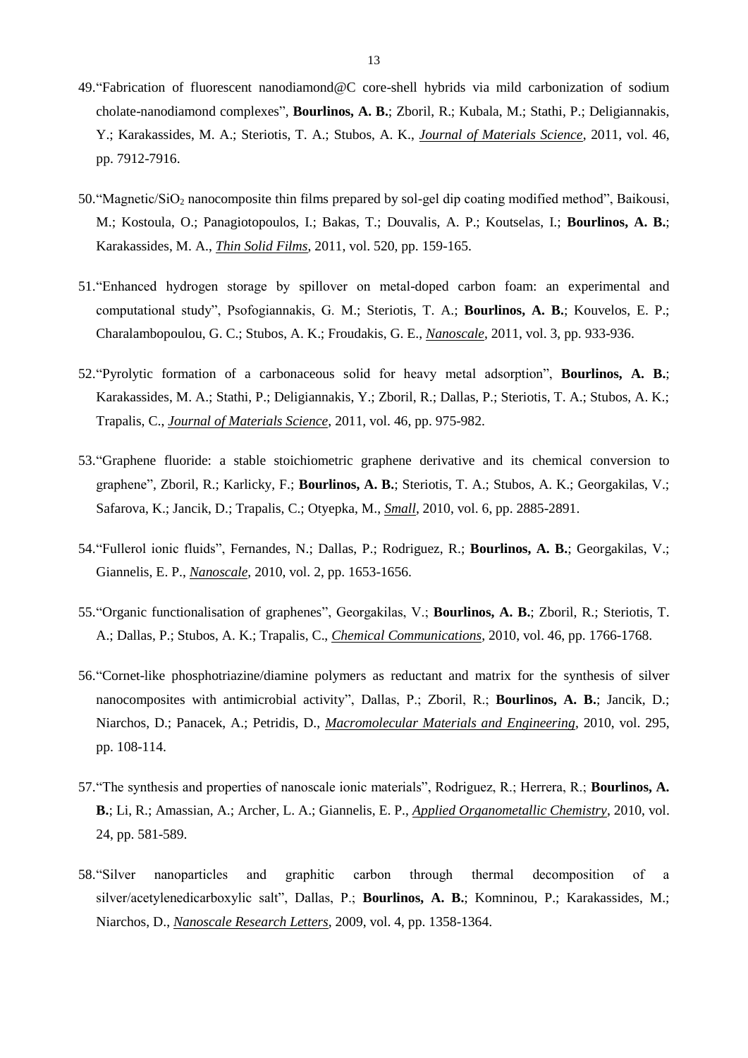49. "Fabrication of fluorescent nanodiamond@C core-shell hybrids via mild carbonization of sodium cholate-nanodiamond complexes", **Bourlinos, A. B.**; Zboril, R.; Kubala, M.; Stathi, P.; Deligiannakis, Y.; Karakassides, M. A.; Steriotis, T. A.; Stubos, A. K., *Journal of Materials Science*, 2011, vol. 46, pp. 7912-7916.

50. "Magnetic/$SiO_2$ nanocomposite thin films prepared by sol-gel dip coating modified method", Baikousi, M.; Kostoula, O.; Panagiotopoulos, I.; Bakas, T.; Douvalis, A. P.; Koutselas, I.; **Bourlinos, A. B.**; Karakassides, M. A., *Thin Solid Films*, 2011, vol. 520, pp. 159-165.

51. "Enhanced hydrogen storage by spillover on metal-doped carbon foam: an experimental and computational study", Psofogiannakis, G. M.; Steriotis, T. A.; **Bourlinos, A. B.**; Kouvelos, E. P.; Charalambopoulou, G. C.; Stubos, A. K.; Froudakis, G. E., *Nanoscale*, 2011, vol. 3, pp. 933-936.

52. "Pyrolytic formation of a carbonaceous solid for heavy metal adsorption", **Bourlinos, A. B.**; Karakassides, M. A.; Stathi, P.; Deligiannakis, Y.; Zboril, R.; Dallas, P.; Steriotis, T. A.; Stubos, A. K.; Trapalis, C., *Journal of Materials Science*, 2011, vol. 46, pp. 975-982.

53. "Graphene fluoride: a stable stoichiometric graphene derivative and its chemical conversion to graphene", Zboril, R.; Karlicky, F.; **Bourlinos, A. B.**; Steriotis, T. A.; Stubos, A. K.; Georgakilas, V.; Safarova, K.; Jancik, D.; Trapalis, C.; Otyepka, M., *Small*, 2010, vol. 6, pp. 2885-2891.

54. "Fullerol ionic fluids", Fernandes, N.; Dallas, P.; Rodriguez, R.; **Bourlinos, A. B.**; Georgakilas, V.; Giannelis, E. P., *Nanoscale*, 2010, vol. 2, pp. 1653-1656.

55. "Organic functionalisation of graphenes", Georgakilas, V.; **Bourlinos, A. B.**; Zboril, R.; Steriotis, T. A.; Dallas, P.; Stubos, A. K.; Trapalis, C., *Chemical Communications*, 2010, vol. 46, pp. 1766-1768.

56. "Cornet-like phosphotriazine/diamine polymers as reductant and matrix for the synthesis of silver nanocomposites with antimicrobial activity", Dallas, P.; Zboril, R.; **Bourlinos, A. B.**; Jancik, D.; Niarchos, D.; Panacek, A.; Petridis, D., *Macromolecular Materials and Engineering*, 2010, vol. 295, pp. 108-114.

57. "The synthesis and properties of nanoscale ionic materials", Rodriguez, R.; Herrera, R.; **Bourlinos, A. B.**; Li, R.; Amassian, A.; Archer, L. A.; Giannelis, E. P., *Applied Organometallic Chemistry*, 2010, vol. 24, pp. 581-589.

58. "Silver nanoparticles and graphitic carbon through thermal decomposition of a silver/acetylenedicarboxylic salt", Dallas, P.; **Bourlinos, A. B.**; Komninou, P.; Karakassides, M.; Niarchos, D., *Nanoscale Research Letters*, 2009, vol. 4, pp. 1358-1364.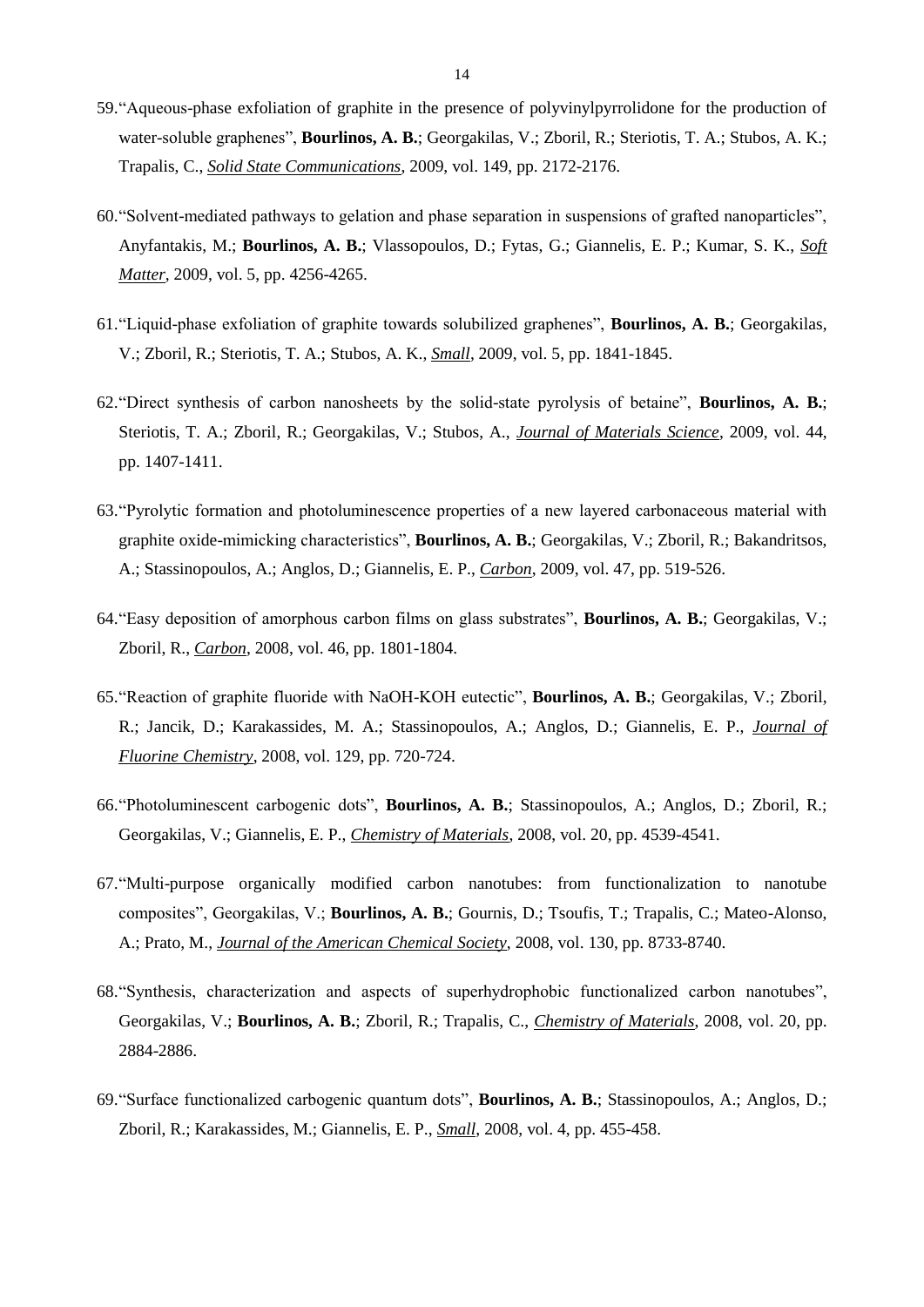59. “Aqueous-phase exfoliation of graphite in the presence of polyvinylpyrrolidone for the production of water-soluble graphenes”, **Bourlinos, A. B.**; Georgakilas, V.; Zboril, R.; Steriotis, T. A.; Stubos, A. K.; Trapalis, C., ***Solid State Communications***, 2009, vol. 149, pp. 2172-2176.

60. “Solvent-mediated pathways to gelation and phase separation in suspensions of grafted nanoparticles”, Anyfantakis, M.; **Bourlinos, A. B.**; Vlassopoulos, D.; Fytas, G.; Giannelis, E. P.; Kumar, S. K., ***Soft Matter***, 2009, vol. 5, pp. 4256-4265.

61. “Liquid-phase exfoliation of graphite towards solubilized graphenes”, **Bourlinos, A. B.**; Georgakilas, V.; Zboril, R.; Steriotis, T. A.; Stubos, A. K., ***Small***, 2009, vol. 5, pp. 1841-1845.

62. “Direct synthesis of carbon nanosheets by the solid-state pyrolysis of betaine”, **Bourlinos, A. B.**; Steriotis, T. A.; Zboril, R.; Georgakilas, V.; Stubos, A., ***Journal of Materials Science***, 2009, vol. 44, pp. 1407-1411.

63. “Pyrolytic formation and photoluminescence properties of a new layered carbonaceous material with graphite oxide-mimicking characteristics”, **Bourlinos, A. B.**; Georgakilas, V.; Zboril, R.; Bakandritsos, A.; Stassinopoulos, A.; Anglos, D.; Giannelis, E. P., ***Carbon***, 2009, vol. 47, pp. 519-526.

64. “Easy deposition of amorphous carbon films on glass substrates”, **Bourlinos, A. B.**; Georgakilas, V.; Zboril, R., ***Carbon***, 2008, vol. 46, pp. 1801-1804.

65. “Reaction of graphite fluoride with NaOH-KOH eutectic”, **Bourlinos, A. B.**; Georgakilas, V.; Zboril, R.; Jancik, D.; Karakassides, M. A.; Stassinopoulos, A.; Anglos, D.; Giannelis, E. P., ***Journal of Fluorine Chemistry***, 2008, vol. 129, pp. 720-724.

66. “Photoluminescent carbogenic dots”, **Bourlinos, A. B.**; Stassinopoulos, A.; Anglos, D.; Zboril, R.; Georgakilas, V.; Giannelis, E. P., ***Chemistry of Materials***, 2008, vol. 20, pp. 4539-4541.

67. “Multi-purpose organically modified carbon nanotubes: from functionalization to nanotube composites”, Georgakilas, V.; **Bourlinos, A. B.**; Gournis, D.; Tsoufis, T.; Trapalis, C.; Mateo-Alonso, A.; Prato, M., ***Journal of the American Chemical Society***, 2008, vol. 130, pp. 8733-8740.

68. “Synthesis, characterization and aspects of superhydrophobic functionalized carbon nanotubes”, Georgakilas, V.; **Bourlinos, A. B.**; Zboril, R.; Trapalis, C., ***Chemistry of Materials***, 2008, vol. 20, pp. 2884-2886.

69. “Surface functionalized carbogenic quantum dots”, **Bourlinos, A. B.**; Stassinopoulos, A.; Anglos, D.; Zboril, R.; Karakassides, M.; Giannelis, E. P., ***Small***, 2008, vol. 4, pp. 455-458.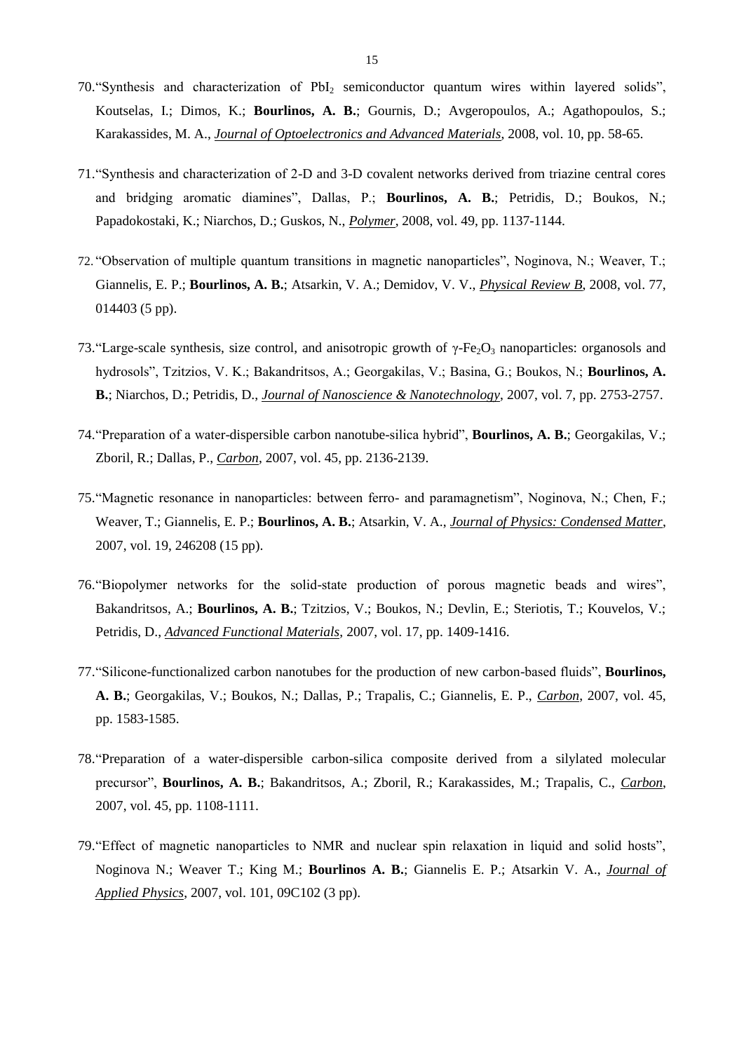70. "Synthesis and characterization of $PbI_2$ semiconductor quantum wires within layered solids", Koutselas, I.; Dimos, K.; **Bourlinos, A. B.**; Gournis, D.; Avgeropoulos, A.; Agathopoulos, S.; Karakassides, M. A., ***Journal of Optoelectronics and Advanced Materials***, 2008, vol. 10, pp. 58-65.

71. "Synthesis and characterization of 2-D and 3-D covalent networks derived from triazine central cores and bridging aromatic diamines", Dallas, P.; **Bourlinos, A. B.**; Petridis, D.; Boukos, N.; Papadokostaki, K.; Niarchos, D.; Guskos, N., ***Polymer***, 2008, vol. 49, pp. 1137-1144.

72. "Observation of multiple quantum transitions in magnetic nanoparticles", Noginova, N.; Weaver, T.; Giannelis, E. P.; **Bourlinos, A. B.**; Atsarkin, V. A.; Demidov, V. V., ***Physical Review B***, 2008, vol. 77, 014403 (5 pp).

73. "Large-scale synthesis, size control, and anisotropic growth of $\gamma$-$Fe_2O_3$ nanoparticles: organosols and hydrosols", Tzitzios, V. K.; Bakandritsos, A.; Georgakilas, V.; Basina, G.; Boukos, N.; **Bourlinos, A. B.**; Niarchos, D.; Petridis, D., ***Journal of Nanoscience & Nanotechnology***, 2007, vol. 7, pp. 2753-2757.

74. "Preparation of a water-dispersible carbon nanotube-silica hybrid", **Bourlinos, A. B.**; Georgakilas, V.; Zboril, R.; Dallas, P., ***Carbon***, 2007, vol. 45, pp. 2136-2139.

75. "Magnetic resonance in nanoparticles: between ferro- and paramagnetism", Noginova, N.; Chen, F.; Weaver, T.; Giannelis, E. P.; **Bourlinos, A. B.**; Atsarkin, V. A., ***Journal of Physics: Condensed Matter***, 2007, vol. 19, 246208 (15 pp).

76. "Biopolymer networks for the solid-state production of porous magnetic beads and wires", Bakandritsos, A.; **Bourlinos, A. B.**; Tzitzios, V.; Boukos, N.; Devlin, E.; Steriotis, T.; Kouvelos, V.; Petridis, D., ***Advanced Functional Materials***, 2007, vol. 17, pp. 1409-1416.

77. "Silicone-functionalized carbon nanotubes for the production of new carbon-based fluids", **Bourlinos, A. B.**; Georgakilas, V.; Boukos, N.; Dallas, P.; Trapalis, C.; Giannelis, E. P., ***Carbon***, 2007, vol. 45, pp. 1583-1585.

78. "Preparation of a water-dispersible carbon-silica composite derived from a silylated molecular precursor", **Bourlinos, A. B.**; Bakandritsos, A.; Zboril, R.; Karakassides, M.; Trapalis, C., ***Carbon***, 2007, vol. 45, pp. 1108-1111.

79. "Effect of magnetic nanoparticles to NMR and nuclear spin relaxation in liquid and solid hosts", Noginova N.; Weaver T.; King M.; **Bourlinos A. B.**; Giannelis E. P.; Atsarkin V. A., ***Journal of Applied Physics***, 2007, vol. 101, 09C102 (3 pp).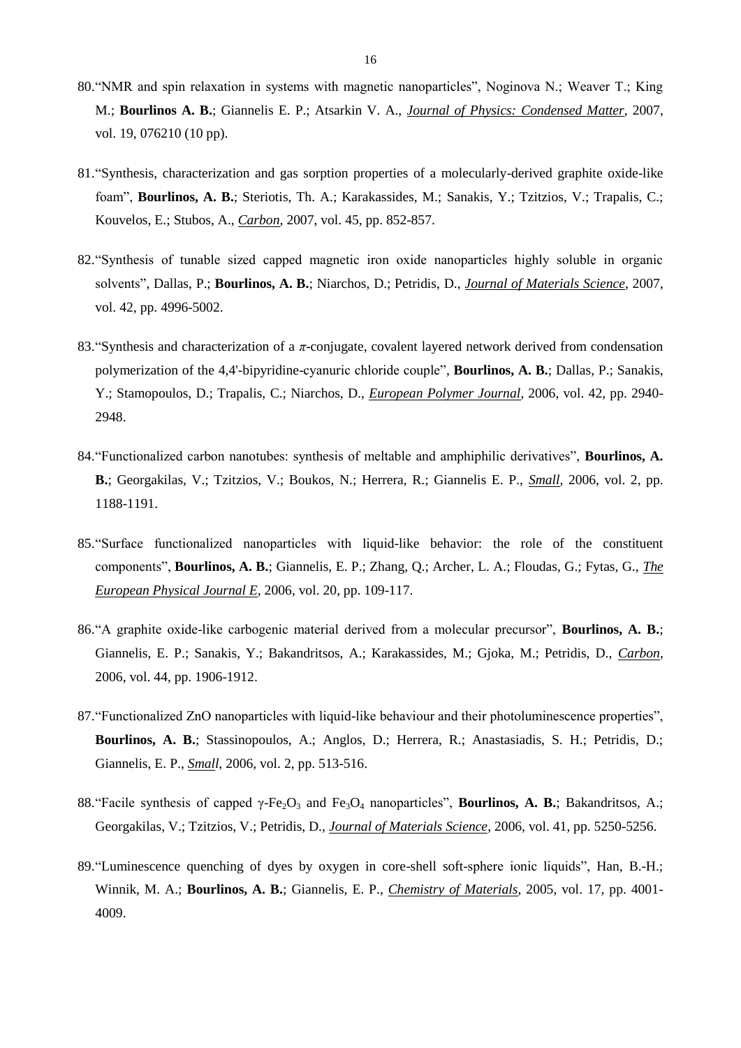80. "NMR and spin relaxation in systems with magnetic nanoparticles", Noginova N.; Weaver T.; King M.; **Bourlinos A. B.**; Giannelis E. P.; Atsarkin V. A., ***Journal of Physics: Condensed Matter***, 2007, vol. 19, 076210 (10 pp).

81. "Synthesis, characterization and gas sorption properties of a molecularly-derived graphite oxide-like foam", **Bourlinos, A. B.**; Steriotis, Th. A.; Karakassides, M.; Sanakis, Y.; Tzitzios, V.; Trapalis, C.; Kouvelos, E.; Stubos, A., ***Carbon***, 2007, vol. 45, pp. 852-857.

82. "Synthesis of tunable sized capped magnetic iron oxide nanoparticles highly soluble in organic solvents", Dallas, P.; **Bourlinos, A. B.**; Niarchos, D.; Petridis, D., ***Journal of Materials Science***, 2007, vol. 42, pp. 4996-5002.

83. "Synthesis and characterization of a $\pi$-conjugate, covalent layered network derived from condensation polymerization of the 4,4'-bipyridine-cyanuric chloride couple", **Bourlinos, A. B.**; Dallas, P.; Sanakis, Y.; Stamopoulos, D.; Trapalis, C.; Niarchos, D., ***European Polymer Journal***, 2006, vol. 42, pp. 2940-2948.

84. "Functionalized carbon nanotubes: synthesis of meltable and amphiphilic derivatives", **Bourlinos, A. B.**; Georgakilas, V.; Tzitzios, V.; Boukos, N.; Herrera, R.; Giannelis E. P., ***Small***, 2006, vol. 2, pp. 1188-1191.

85. "Surface functionalized nanoparticles with liquid-like behavior: the role of the constituent components", **Bourlinos, A. B.**; Giannelis, E. P.; Zhang, Q.; Archer, L. A.; Floudas, G.; Fytas, G., ***The European Physical Journal E***, 2006, vol. 20, pp. 109-117.

86. "A graphite oxide-like carbogenic material derived from a molecular precursor", **Bourlinos, A. B.**; Giannelis, E. P.; Sanakis, Y.; Bakandritsos, A.; Karakassides, M.; Gjoka, M.; Petridis, D., ***Carbon***, 2006, vol. 44, pp. 1906-1912.

87. "Functionalized ZnO nanoparticles with liquid-like behaviour and their photoluminescence properties", **Bourlinos, A. B.**; Stassinopoulos, A.; Anglos, D.; Herrera, R.; Anastasiadis, S. H.; Petridis, D.; Giannelis, E. P., ***Small***, 2006, vol. 2, pp. 513-516.

88. "Facile synthesis of capped $\gamma$-$Fe_2O_3$ and $Fe_3O_4$ nanoparticles", **Bourlinos, A. B.**; Bakandritsos, A.; Georgakilas, V.; Tzitzios, V.; Petridis, D., ***Journal of Materials Science***, 2006, vol. 41, pp. 5250-5256.

89. "Luminescence quenching of dyes by oxygen in core-shell soft-sphere ionic liquids", Han, B.-H.; Winnik, M. A.; **Bourlinos, A. B.**; Giannelis, E. P., ***Chemistry of Materials***, 2005, vol. 17, pp. 4001-4009.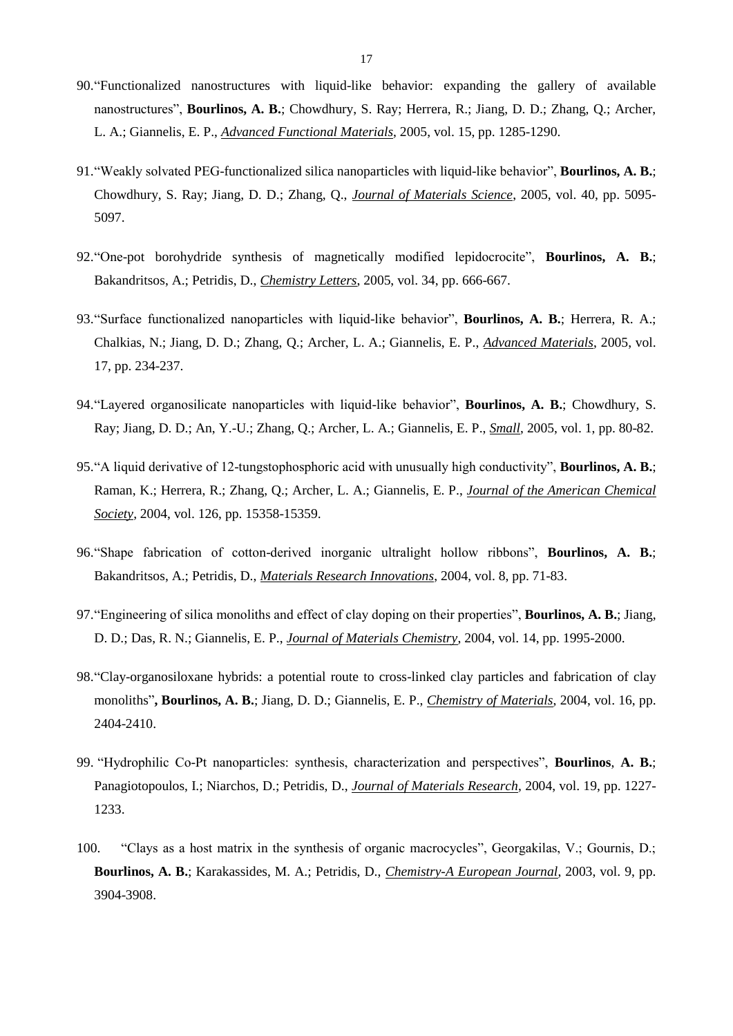90. “Functionalized nanostructures with liquid-like behavior: expanding the gallery of available nanostructures”, **Bourlinos, A. B.**; Chowdhury, S. Ray; Herrera, R.; Jiang, D. D.; Zhang, Q.; Archer, L. A.; Giannelis, E. P., ***Advanced Functional Materials***, 2005, vol. 15, pp. 1285-1290.

91. “Weakly solvated PEG-functionalized silica nanoparticles with liquid-like behavior”, **Bourlinos, A. B.**; Chowdhury, S. Ray; Jiang, D. D.; Zhang, Q., ***Journal of Materials Science***, 2005, vol. 40, pp. 5095-5097.

92. “One-pot borohydride synthesis of magnetically modified lepidocrocite”, **Bourlinos, A. B.**; Bakandritsos, A.; Petridis, D., ***Chemistry Letters***, 2005, vol. 34, pp. 666-667.

93. “Surface functionalized nanoparticles with liquid-like behavior”, **Bourlinos, A. B.**; Herrera, R. A.; Chalkias, N.; Jiang, D. D.; Zhang, Q.; Archer, L. A.; Giannelis, E. P., ***Advanced Materials***, 2005, vol. 17, pp. 234-237.

94. “Layered organosilicate nanoparticles with liquid-like behavior”, **Bourlinos, A. B.**; Chowdhury, S. Ray; Jiang, D. D.; An, Y.-U.; Zhang, Q.; Archer, L. A.; Giannelis, E. P., ***Small***, 2005, vol. 1, pp. 80-82.

95. “A liquid derivative of 12-tungstophosphoric acid with unusually high conductivity”, **Bourlinos, A. B.**; Raman, K.; Herrera, R.; Zhang, Q.; Archer, L. A.; Giannelis, E. P., ***Journal of the American Chemical Society***, 2004, vol. 126, pp. 15358-15359.

96. “Shape fabrication of cotton-derived inorganic ultralight hollow ribbons”, **Bourlinos, A. B.**; Bakandritsos, A.; Petridis, D., ***Materials Research Innovations***, 2004, vol. 8, pp. 71-83.

97. “Engineering of silica monoliths and effect of clay doping on their properties”, **Bourlinos, A. B.**; Jiang, D. D.; Das, R. N.; Giannelis, E. P., ***Journal of Materials Chemistry***, 2004, vol. 14, pp. 1995-2000.

98. “Clay-organosiloxane hybrids: a potential route to cross-linked clay particles and fabrication of clay monoliths”**, Bourlinos, A. B.**; Jiang, D. D.; Giannelis, E. P., ***Chemistry of Materials***, 2004, vol. 16, pp. 2404-2410.

99. “Hydrophilic Co-Pt nanoparticles: synthesis, characterization and perspectives”, **Bourlinos**, **A. B.**; Panagiotopoulos, I.; Niarchos, D.; Petridis, D., ***Journal of Materials Research***, 2004, vol. 19, pp. 1227-1233.

100. “Clays as a host matrix in the synthesis of organic macrocycles”, Georgakilas, V.; Gournis, D.; **Bourlinos, A. B.**; Karakassides, M. A.; Petridis, D., ***Chemistry-A European Journal***, 2003, vol. 9, pp. 3904-3908.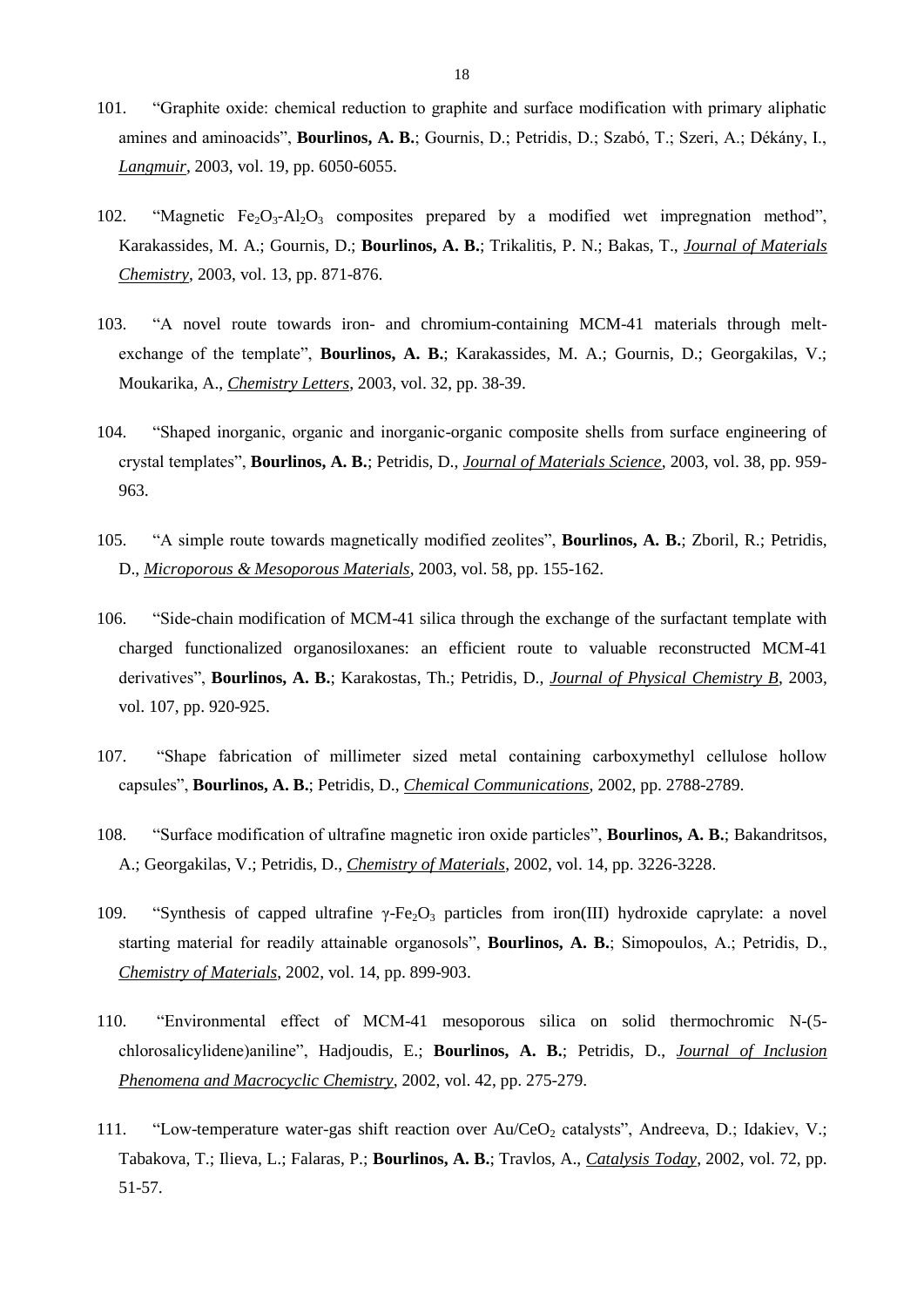101. “Graphite oxide: chemical reduction to graphite and surface modification with primary aliphatic amines and aminoacids”, **Bourlinos, A. B.**; Gournis, D.; Petridis, D.; Szabó, T.; Szeri, A.; Dékány, I., ***Langmuir***, 2003, vol. 19, pp. 6050-6055.

102. “Magnetic $Fe_2O_3$-$Al_2O_3$ composites prepared by a modified wet impregnation method”, Karakassides, M. A.; Gournis, D.; **Bourlinos, A. B.**; Trikalitis, P. N.; Bakas, T., ***Journal of Materials Chemistry***, 2003, vol. 13, pp. 871-876.

103. “A novel route towards iron- and chromium-containing MCM-41 materials through melt-exchange of the template”, **Bourlinos, A. B.**; Karakassides, M. A.; Gournis, D.; Georgakilas, V.; Moukarika, A., ***Chemistry Letters***, 2003, vol. 32, pp. 38-39.

104. “Shaped inorganic, organic and inorganic-organic composite shells from surface engineering of crystal templates”, **Bourlinos, A. B.**; Petridis, D., ***Journal of Materials Science***, 2003, vol. 38, pp. 959-963.

105. “A simple route towards magnetically modified zeolites”, **Bourlinos, A. B.**; Zboril, R.; Petridis, D., ***Microporous & Mesoporous Materials***, 2003, vol. 58, pp. 155-162.

106. “Side-chain modification of MCM-41 silica through the exchange of the surfactant template with charged functionalized organosiloxanes: an efficient route to valuable reconstructed MCM-41 derivatives”, **Bourlinos, A. B.**; Karakostas, Th.; Petridis, D., ***Journal of Physical Chemistry B***, 2003, vol. 107, pp. 920-925.

107. “Shape fabrication of millimeter sized metal containing carboxymethyl cellulose hollow capsules”, **Bourlinos, A. B.**; Petridis, D., ***Chemical Communications***, 2002, pp. 2788-2789.

108. “Surface modification of ultrafine magnetic iron oxide particles”, **Bourlinos, A. B.**; Bakandritsos, A.; Georgakilas, V.; Petridis, D., ***Chemistry of Materials***, 2002, vol. 14, pp. 3226-3228.

109. “Synthesis of capped ultrafine $\gamma$-$Fe_2O_3$ particles from iron(III) hydroxide caprylate: a novel starting material for readily attainable organosols”, **Bourlinos, A. B.**; Simopoulos, A.; Petridis, D., ***Chemistry of Materials***, 2002, vol. 14, pp. 899-903.

110. “Environmental effect of MCM-41 mesoporous silica on solid thermochromic N-(5-chlorosalicylidene)aniline”, Hadjoudis, E.; **Bourlinos, A. B.**; Petridis, D., ***Journal of Inclusion Phenomena and Macrocyclic Chemistry***, 2002, vol. 42, pp. 275-279.

111. “Low-temperature water-gas shift reaction over Au/$CeO_2$ catalysts”, Andreeva, D.; Idakiev, V.; Tabakova, T.; Ilieva, L.; Falaras, P.; **Bourlinos, A. B.**; Travlos, A., ***Catalysis Today***, 2002, vol. 72, pp. 51-57.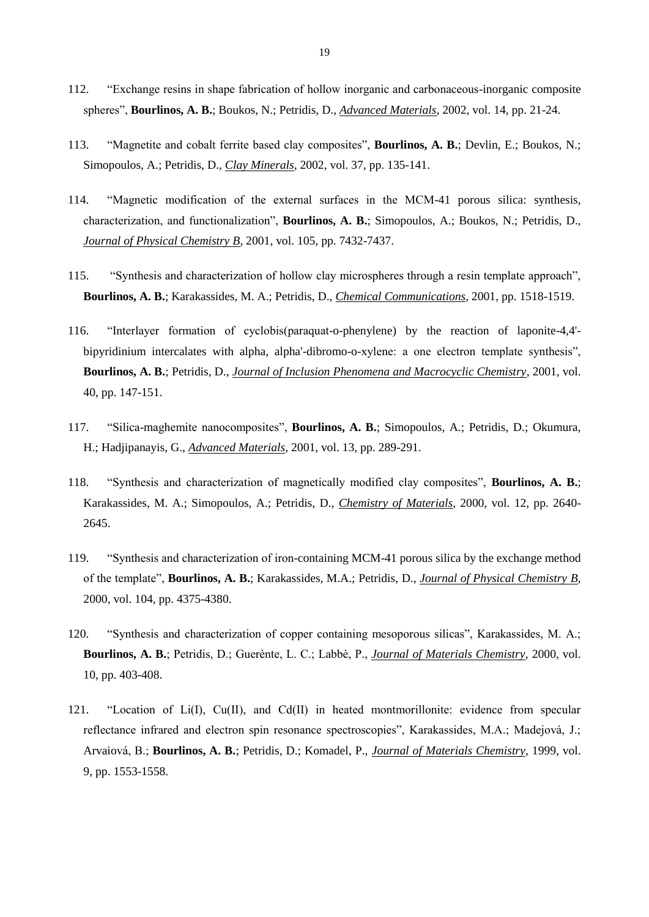112. "Exchange resins in shape fabrication of hollow inorganic and carbonaceous-inorganic composite spheres", **Bourlinos, A. B.**; Boukos, N.; Petridis, D., *Advanced Materials*, 2002, vol. 14, pp. 21-24.

113. "Magnetite and cobalt ferrite based clay composites", **Bourlinos, A. B.**; Devlin, E.; Boukos, N.; Simopoulos, A.; Petridis, D., *Clay Minerals*, 2002, vol. 37, pp. 135-141.

114. "Magnetic modification of the external surfaces in the MCM-41 porous silica: synthesis, characterization, and functionalization", **Bourlinos, A. B.**; Simopoulos, A.; Boukos, N.; Petridis, D., *Journal of Physical Chemistry B*, 2001, vol. 105, pp. 7432-7437.

115. "Synthesis and characterization of hollow clay microspheres through a resin template approach", **Bourlinos, A. B.**; Karakassides, M. A.; Petridis, D., *Chemical Communications*, 2001, pp. 1518-1519.

116. "Interlayer formation of cyclobis(paraquat-o-phenylene) by the reaction of laponite-4,4'-bipyridinium intercalates with alpha, alpha'-dibromo-o-xylene: a one electron template synthesis", **Bourlinos, A. B.**; Petridis, D., *Journal of Inclusion Phenomena and Macrocyclic Chemistry*, 2001, vol. 40, pp. 147-151.

117. "Silica-maghemite nanocomposites", **Bourlinos, A. B.**; Simopoulos, A.; Petridis, D.; Okumura, H.; Hadjipanayis, G., *Advanced Materials*, 2001, vol. 13, pp. 289-291.

118. "Synthesis and characterization of magnetically modified clay composites", **Bourlinos, A. B.**; Karakassides, M. A.; Simopoulos, A.; Petridis, D., *Chemistry of Materials*, 2000, vol. 12, pp. 2640-2645.

119. "Synthesis and characterization of iron-containing MCM-41 porous silica by the exchange method of the template", **Bourlinos, A. B.**; Karakassides, M.A.; Petridis, D., *Journal of Physical Chemistry B*, 2000, vol. 104, pp. 4375-4380.

120. "Synthesis and characterization of copper containing mesoporous silicas", Karakassides, M. A.; **Bourlinos, A. B.**; Petridis, D.; Guerènte, L. C.; Labbè, P., *Journal of Materials Chemistry*, 2000, vol. 10, pp. 403-408.

121. "Location of Li(I), Cu(II), and Cd(II) in heated montmorillonite: evidence from specular reflectance infrared and electron spin resonance spectroscopies", Karakassides, M.A.; Madejová, J.; Arvaiová, B.; **Bourlinos, A. B.**; Petridis, D.; Komadel, P., *Journal of Materials Chemistry*, 1999, vol. 9, pp. 1553-1558.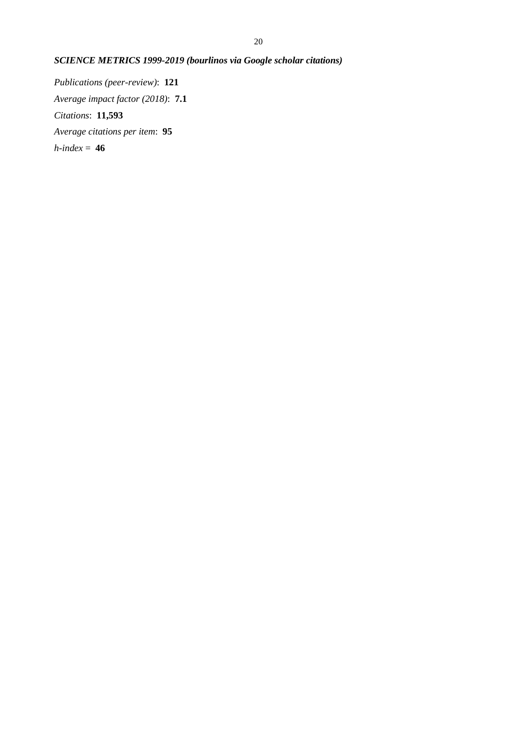***SCIENCE METRICS 1999-2019 (bourlinos via Google scholar citations)***

*Publications (peer-review)*: **121**

*Average impact factor (2018)*: **7.1**

*Citations*: **11,593**

*Average citations per item*: **95**

*h-index* = **46**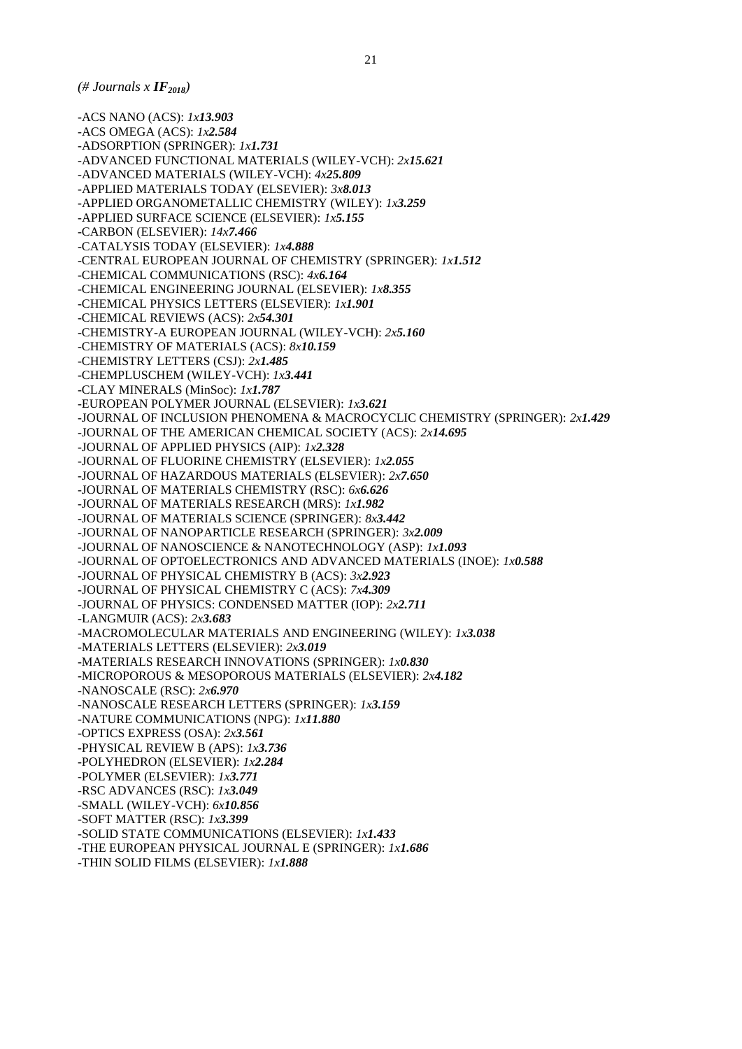*(# Journals x* $\boldsymbol{IF_{2018}}$*)*

-ACS NANO (ACS): *1x**13.903***
-ACS OMEGA (ACS): *1x**2.584***
-ADSORPTION (SPRINGER): *1x**1.731***
-ADVANCED FUNCTIONAL MATERIALS (WILEY-VCH): *2x**15.621***
-ADVANCED MATERIALS (WILEY-VCH): *4x**25.809***
-APPLIED MATERIALS TODAY (ELSEVIER): *3x**8.013***
-APPLIED ORGANOMETALLIC CHEMISTRY (WILEY): *1x**3.259***
-APPLIED SURFACE SCIENCE (ELSEVIER): *1x**5.155***
-CARBON (ELSEVIER): *14x**7.466***
-CATALYSIS TODAY (ELSEVIER): *1x**4.888***
-CENTRAL EUROPEAN JOURNAL OF CHEMISTRY (SPRINGER): *1x**1.512***
-CHEMICAL COMMUNICATIONS (RSC): *4x**6.164***
-CHEMICAL ENGINEERING JOURNAL (ELSEVIER): *1x**8.355***
-CHEMICAL PHYSICS LETTERS (ELSEVIER): *1x**1.901***
-CHEMICAL REVIEWS (ACS): *2x**54.301***
-CHEMISTRY-A EUROPEAN JOURNAL (WILEY-VCH): *2x**5.160***
-CHEMISTRY OF MATERIALS (ACS): *8x**10.159***
-CHEMISTRY LETTERS (CSJ): *2x**1.485***
-CHEMPLUSCHEM (WILEY-VCH): *1x**3.441***
-CLAY MINERALS (MinSoc): *1x**1.787***
-EUROPEAN POLYMER JOURNAL (ELSEVIER): *1x**3.621***
-JOURNAL OF INCLUSION PHENOMENA & MACROCYCLIC CHEMISTRY (SPRINGER): *2x**1.429***
-JOURNAL OF THE AMERICAN CHEMICAL SOCIETY (ACS): *2x**14.695***
-JOURNAL OF APPLIED PHYSICS (AIP): *1x**2.328***
-JOURNAL OF FLUORINE CHEMISTRY (ELSEVIER): *1x**2.055***
-JOURNAL OF HAZARDOUS MATERIALS (ELSEVIER): *2x**7.650***
-JOURNAL OF MATERIALS CHEMISTRY (RSC): *6x**6.626***
-JOURNAL OF MATERIALS RESEARCH (MRS): *1x**1.982***
-JOURNAL OF MATERIALS SCIENCE (SPRINGER): *8x**3.442***
-JOURNAL OF NANOPARTICLE RESEARCH (SPRINGER): *3x**2.009***
-JOURNAL OF NANOSCIENCE & NANOTECHNOLOGY (ASP): *1x**1.093***
-JOURNAL OF OPTOELECTRONICS AND ADVANCED MATERIALS (INOE): *1x**0.588***
-JOURNAL OF PHYSICAL CHEMISTRY B (ACS): *3x**2.923***
-JOURNAL OF PHYSICAL CHEMISTRY C (ACS): *7x**4.309***
-JOURNAL OF PHYSICS: CONDENSED MATTER (IOP): *2x**2.711***
-LANGMUIR (ACS): *2x**3.683***
-MACROMOLECULAR MATERIALS AND ENGINEERING (WILEY): *1x**3.038***
-MATERIALS LETTERS (ELSEVIER): *2x**3.019***
-MATERIALS RESEARCH INNOVATIONS (SPRINGER): *1x**0.830***
-MICROPOROUS & MESOPOROUS MATERIALS (ELSEVIER): *2x**4.182***
-NANOSCALE (RSC): *2x**6.970***
-NANOSCALE RESEARCH LETTERS (SPRINGER): *1x**3.159***
-NATURE COMMUNICATIONS (NPG): *1x**11.880***
-OPTICS EXPRESS (OSA): *2x**3.561***
-PHYSICAL REVIEW B (APS): *1x**3.736***
-POLYHEDRON (ELSEVIER): *1x**2.284***
-POLYMER (ELSEVIER): *1x**3.771***
-RSC ADVANCES (RSC): *1x**3.049***
-SMALL (WILEY-VCH): *6x**10.856***
-SOFT MATTER (RSC): *1x**3.399***
-SOLID STATE COMMUNICATIONS (ELSEVIER): *1x**1.433***
-THE EUROPEAN PHYSICAL JOURNAL E (SPRINGER): *1x**1.686***
-THIN SOLID FILMS (ELSEVIER): *1x**1.888***